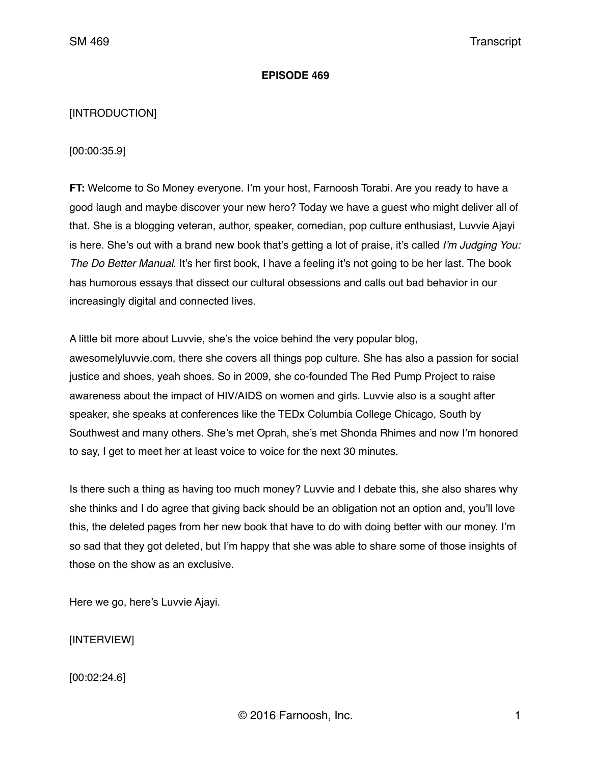**EPISODE 469**

[INTRODUCTION]

[00:00:35.9]

**FT:** Welcome to So Money everyone. I'm your host, Farnoosh Torabi. Are you ready to have a good laugh and maybe discover your new hero? Today we have a guest who might deliver all of that. She is a blogging veteran, author, speaker, comedian, pop culture enthusiast, Luvvie Ajayi is here. She's out with a brand new book that's getting a lot of praise, it's called *I'm Judging You: The Do Better Manual*. It's her first book, I have a feeling it's not going to be her last. The book has humorous essays that dissect our cultural obsessions and calls out bad behavior in our increasingly digital and connected lives.

A little bit more about Luvvie, she's the voice behind the very popular blog, awesomelyluvvie.com, there she covers all things pop culture. She has also a passion for social justice and shoes, yeah shoes. So in 2009, she co-founded The Red Pump Project to raise awareness about the impact of HIV/AIDS on women and girls. Luvvie also is a sought after speaker, she speaks at conferences like the TEDx Columbia College Chicago, South by Southwest and many others. She's met Oprah, she's met Shonda Rhimes and now I'm honored to say, I get to meet her at least voice to voice for the next 30 minutes.

Is there such a thing as having too much money? Luvvie and I debate this, she also shares why she thinks and I do agree that giving back should be an obligation not an option and, you'll love this, the deleted pages from her new book that have to do with doing better with our money. I'm so sad that they got deleted, but I'm happy that she was able to share some of those insights of those on the show as an exclusive.

Here we go, here's Luvvie Ajayi.

[INTERVIEW]

[00:02:24.6]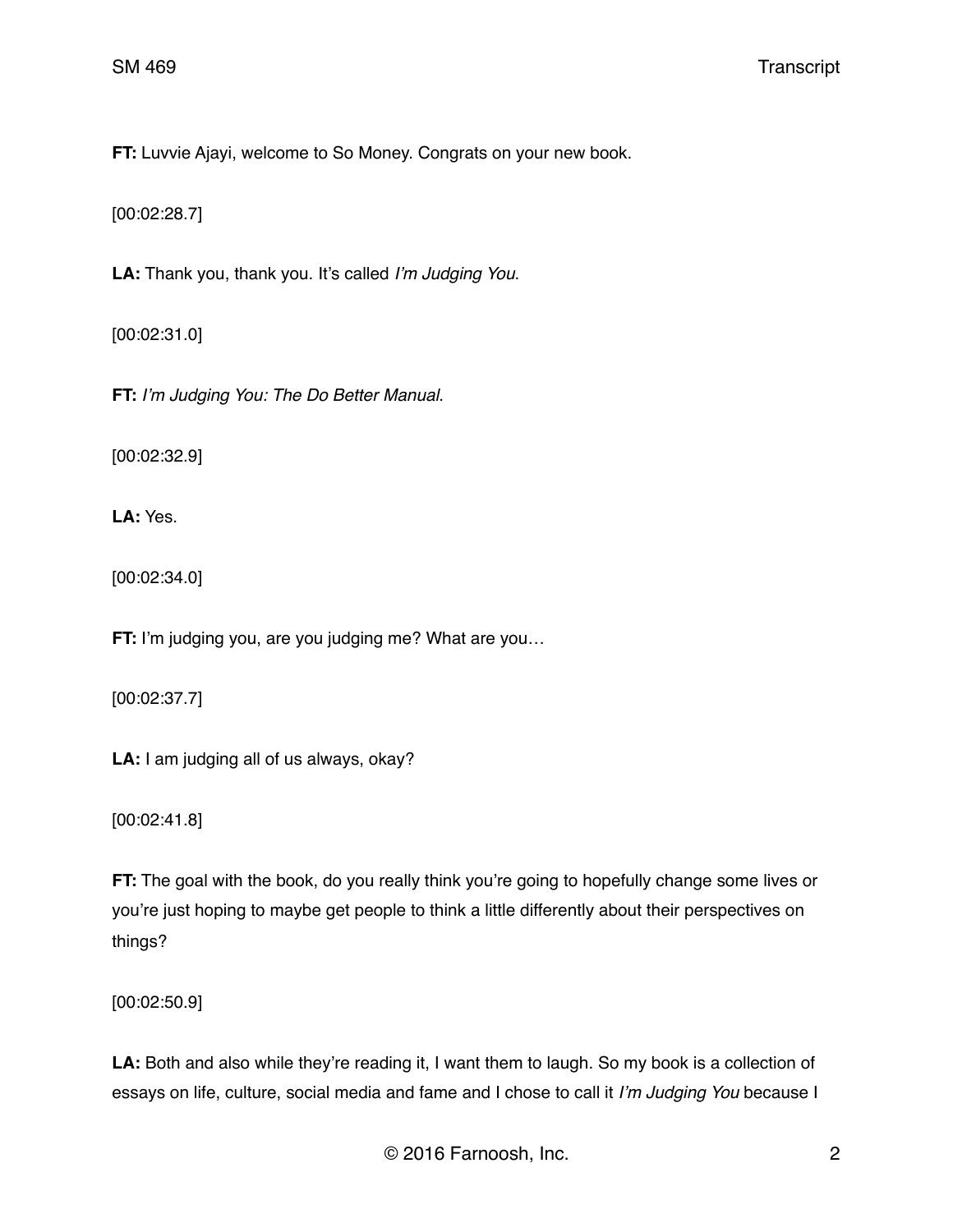**FT:** Luvvie Ajayi, welcome to So Money. Congrats on your new book.

[00:02:28.7]

**LA:** Thank you, thank you. It's called *I'm Judging You*.

[00:02:31.0]

**FT:** *I'm Judging You: The Do Better Manual*.

[00:02:32.9]

**LA:** Yes.

[00:02:34.0]

**FT:** I'm judging you, are you judging me? What are you…

[00:02:37.7]

**LA:** I am judging all of us always, okay?

[00:02:41.8]

**FT:** The goal with the book, do you really think you're going to hopefully change some lives or you're just hoping to maybe get people to think a little differently about their perspectives on things?

[00:02:50.9]

**LA:** Both and also while they're reading it, I want them to laugh. So my book is a collection of essays on life, culture, social media and fame and I chose to call it *I'm Judging You* because I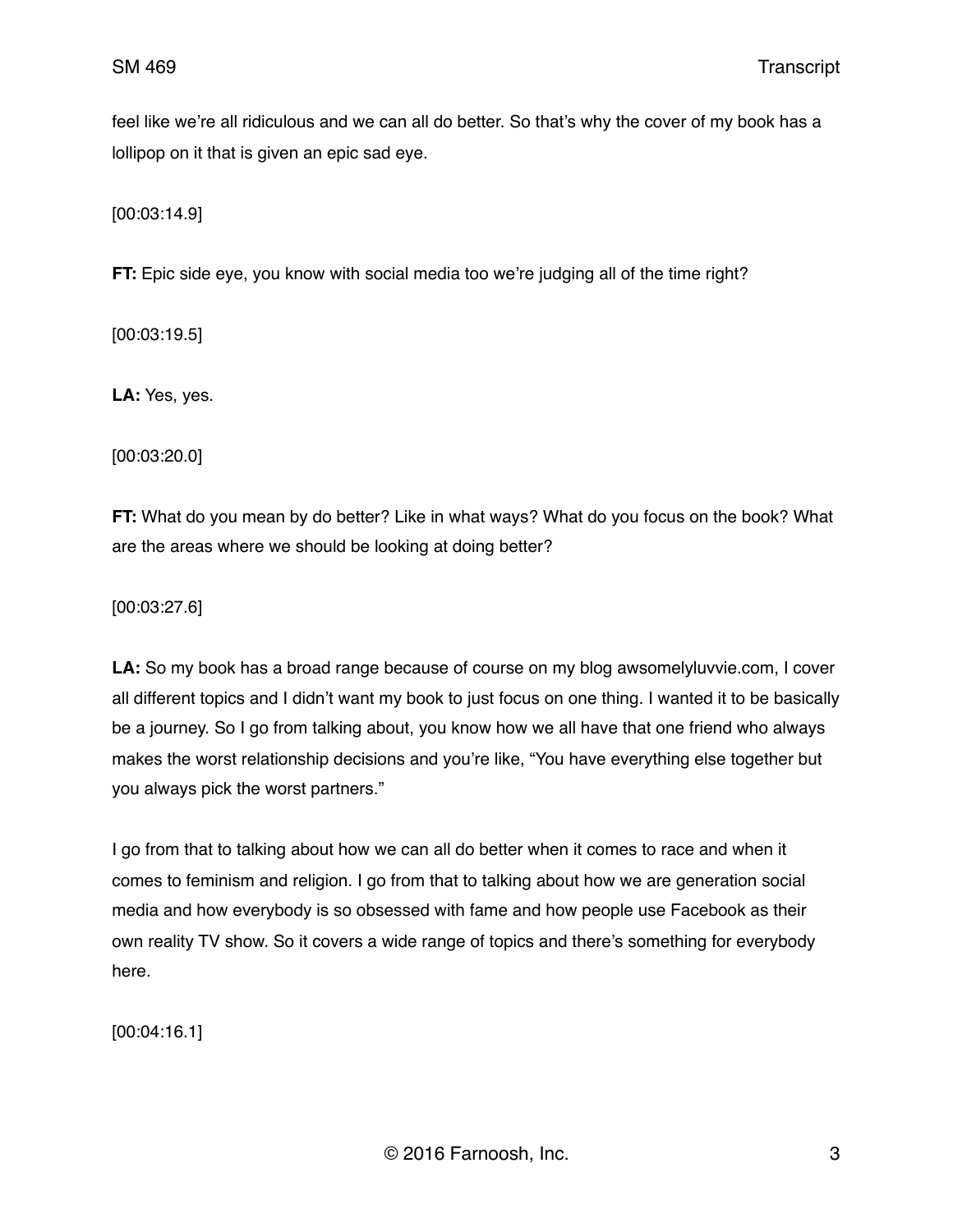feel like we're all ridiculous and we can all do better. So that's why the cover of my book has a lollipop on it that is given an epic sad eye.

[00:03:14.9]

**FT:** Epic side eye, you know with social media too we're judging all of the time right?

[00:03:19.5]

**LA:** Yes, yes.

[00:03:20.0]

**FT:** What do you mean by do better? Like in what ways? What do you focus on the book? What are the areas where we should be looking at doing better?

[00:03:27.6]

**LA:** So my book has a broad range because of course on my blog awsomelyluvvie.com, I cover all different topics and I didn't want my book to just focus on one thing. I wanted it to be basically be a journey. So I go from talking about, you know how we all have that one friend who always makes the worst relationship decisions and you're like, "You have everything else together but you always pick the worst partners."

I go from that to talking about how we can all do better when it comes to race and when it comes to feminism and religion. I go from that to talking about how we are generation social media and how everybody is so obsessed with fame and how people use Facebook as their own reality TV show. So it covers a wide range of topics and there's something for everybody here.

[00:04:16.1]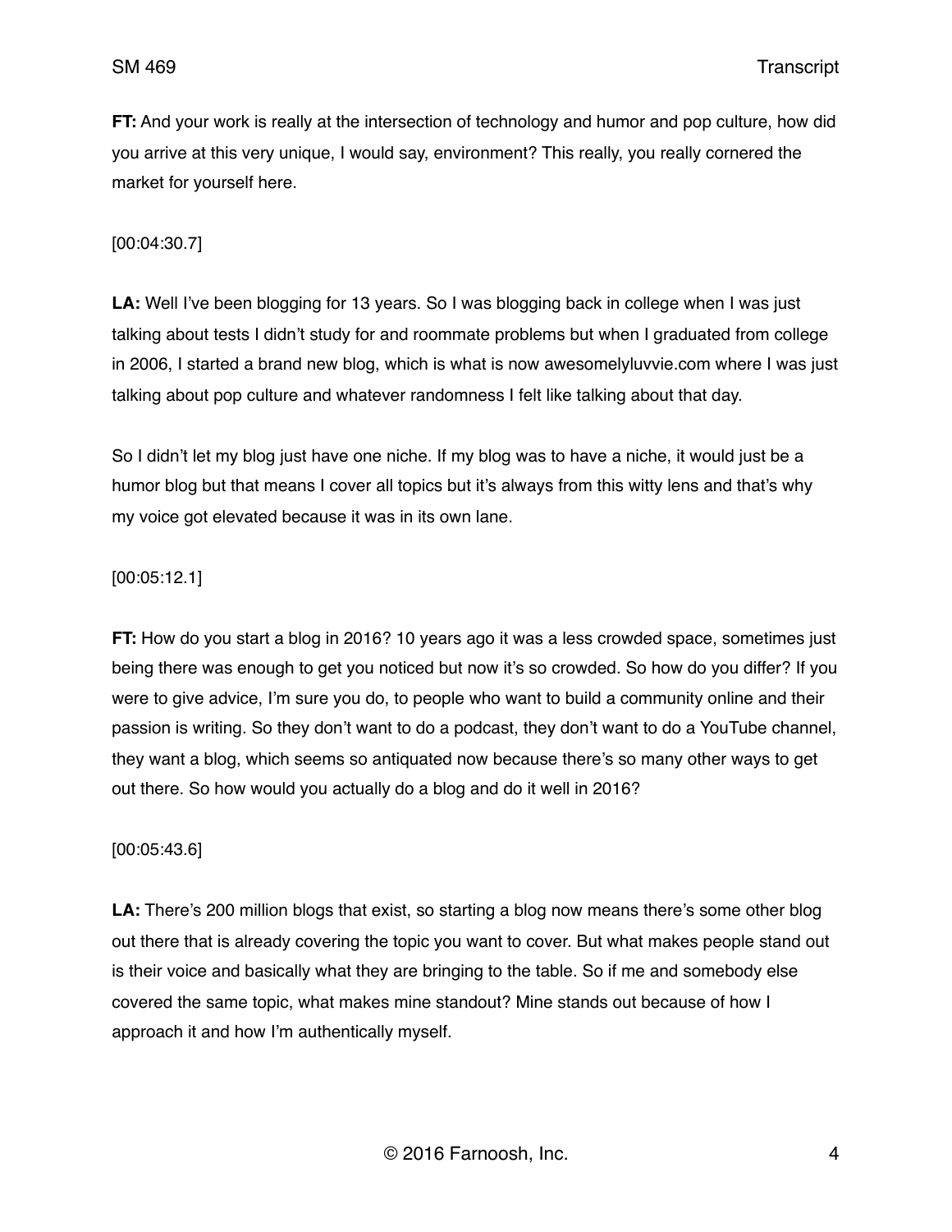**FT:** And your work is really at the intersection of technology and humor and pop culture, how did you arrive at this very unique, I would say, environment? This really, you really cornered the market for yourself here.

[00:04:30.7]

**LA:** Well I've been blogging for 13 years. So I was blogging back in college when I was just talking about tests I didn't study for and roommate problems but when I graduated from college in 2006, I started a brand new blog, which is what is now awesomelyluvvie.com where I was just talking about pop culture and whatever randomness I felt like talking about that day.

So I didn't let my blog just have one niche. If my blog was to have a niche, it would just be a humor blog but that means I cover all topics but it's always from this witty lens and that's why my voice got elevated because it was in its own lane.

[00:05:12.1]

**FT:** How do you start a blog in 2016? 10 years ago it was a less crowded space, sometimes just being there was enough to get you noticed but now it's so crowded. So how do you differ? If you were to give advice, I'm sure you do, to people who want to build a community online and their passion is writing. So they don't want to do a podcast, they don't want to do a YouTube channel, they want a blog, which seems so antiquated now because there's so many other ways to get out there. So how would you actually do a blog and do it well in 2016?

[00:05:43.6]

**LA:** There's 200 million blogs that exist, so starting a blog now means there's some other blog out there that is already covering the topic you want to cover. But what makes people stand out is their voice and basically what they are bringing to the table. So if me and somebody else covered the same topic, what makes mine standout? Mine stands out because of how I approach it and how I'm authentically myself.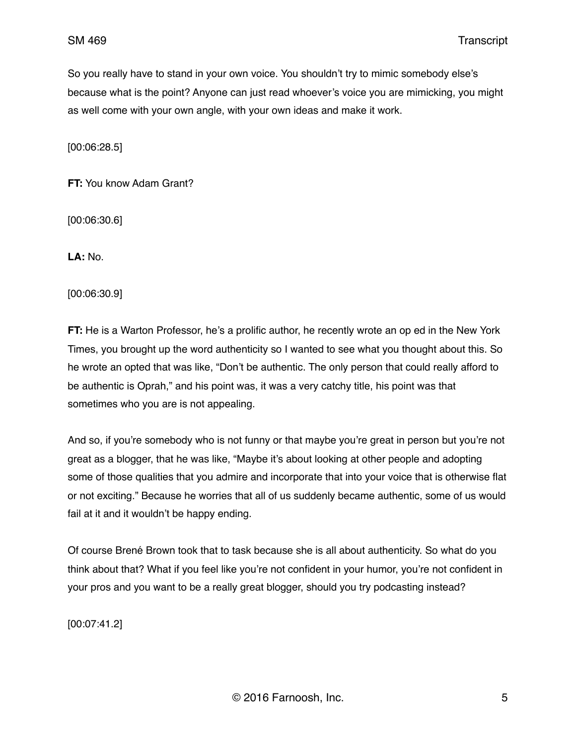So you really have to stand in your own voice. You shouldn't try to mimic somebody else's because what is the point? Anyone can just read whoever's voice you are mimicking, you might as well come with your own angle, with your own ideas and make it work.

[00:06:28.5]

**FT:** You know Adam Grant?

[00:06:30.6]

**LA:** No.

[00:06:30.9]

**FT:** He is a Warton Professor, he's a prolific author, he recently wrote an op ed in the New York Times, you brought up the word authenticity so I wanted to see what you thought about this. So he wrote an opted that was like, "Don't be authentic. The only person that could really afford to be authentic is Oprah," and his point was, it was a very catchy title, his point was that sometimes who you are is not appealing.

And so, if you're somebody who is not funny or that maybe you're great in person but you're not great as a blogger, that he was like, "Maybe it's about looking at other people and adopting some of those qualities that you admire and incorporate that into your voice that is otherwise flat or not exciting." Because he worries that all of us suddenly became authentic, some of us would fail at it and it wouldn't be happy ending.

Of course Brené Brown took that to task because she is all about authenticity. So what do you think about that? What if you feel like you're not confident in your humor, you're not confident in your pros and you want to be a really great blogger, should you try podcasting instead?

[00:07:41.2]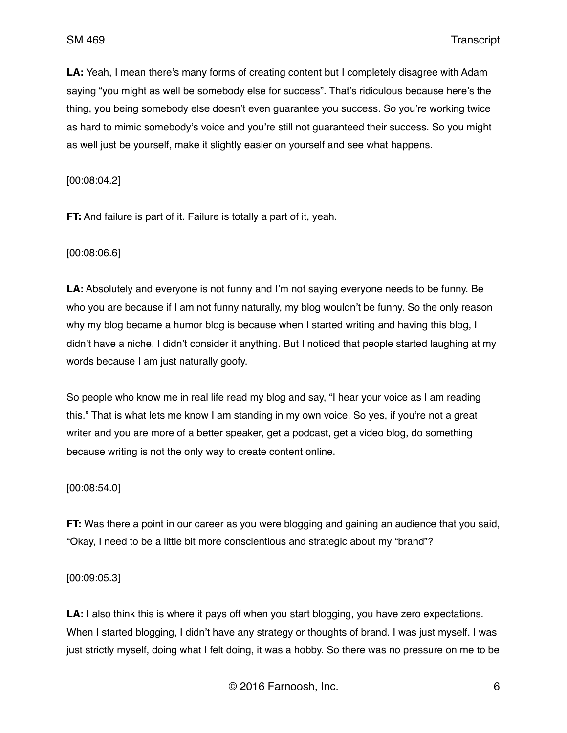**LA:** Yeah, I mean there's many forms of creating content but I completely disagree with Adam saying "you might as well be somebody else for success". That's ridiculous because here's the thing, you being somebody else doesn't even guarantee you success. So you're working twice as hard to mimic somebody's voice and you're still not guaranteed their success. So you might as well just be yourself, make it slightly easier on yourself and see what happens.

[00:08:04.2]

**FT:** And failure is part of it. Failure is totally a part of it, yeah.

[00:08:06.6]

**LA:** Absolutely and everyone is not funny and I'm not saying everyone needs to be funny. Be who you are because if I am not funny naturally, my blog wouldn't be funny. So the only reason why my blog became a humor blog is because when I started writing and having this blog, I didn't have a niche, I didn't consider it anything. But I noticed that people started laughing at my words because I am just naturally goofy.

So people who know me in real life read my blog and say, "I hear your voice as I am reading this." That is what lets me know I am standing in my own voice. So yes, if you're not a great writer and you are more of a better speaker, get a podcast, get a video blog, do something because writing is not the only way to create content online.

[00:08:54.0]

**FT:** Was there a point in our career as you were blogging and gaining an audience that you said, "Okay, I need to be a little bit more conscientious and strategic about my "brand"?

[00:09:05.3]

**LA:** I also think this is where it pays off when you start blogging, you have zero expectations. When I started blogging, I didn't have any strategy or thoughts of brand. I was just myself. I was just strictly myself, doing what I felt doing, it was a hobby. So there was no pressure on me to be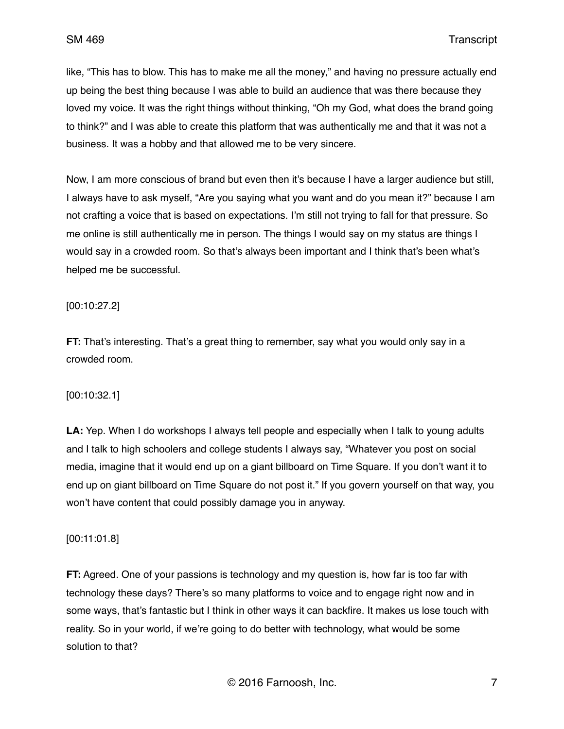like, "This has to blow. This has to make me all the money," and having no pressure actually end up being the best thing because I was able to build an audience that was there because they loved my voice. It was the right things without thinking, "Oh my God, what does the brand going to think?" and I was able to create this platform that was authentically me and that it was not a business. It was a hobby and that allowed me to be very sincere.

Now, I am more conscious of brand but even then it's because I have a larger audience but still, I always have to ask myself, "Are you saying what you want and do you mean it?" because I am not crafting a voice that is based on expectations. I'm still not trying to fall for that pressure. So me online is still authentically me in person. The things I would say on my status are things I would say in a crowded room. So that's always been important and I think that's been what's helped me be successful.

[00:10:27.2]

**FT:** That's interesting. That's a great thing to remember, say what you would only say in a crowded room.

[00:10:32.1]

**LA:** Yep. When I do workshops I always tell people and especially when I talk to young adults and I talk to high schoolers and college students I always say, "Whatever you post on social media, imagine that it would end up on a giant billboard on Time Square. If you don't want it to end up on giant billboard on Time Square do not post it." If you govern yourself on that way, you won't have content that could possibly damage you in anyway.

[00:11:01.8]

**FT:** Agreed. One of your passions is technology and my question is, how far is too far with technology these days? There's so many platforms to voice and to engage right now and in some ways, that's fantastic but I think in other ways it can backfire. It makes us lose touch with reality. So in your world, if we're going to do better with technology, what would be some solution to that?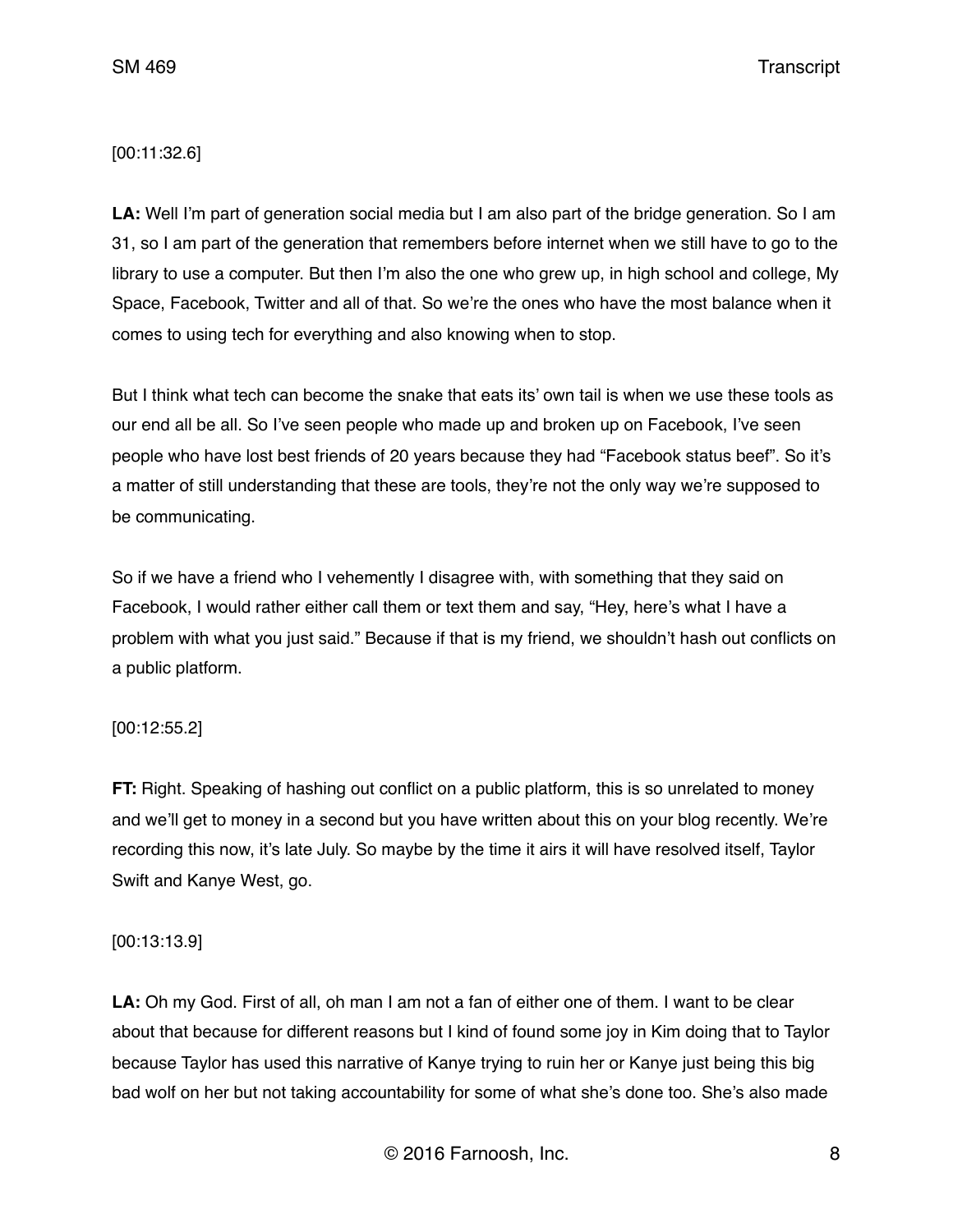[00:11:32.6]

**LA:** Well I'm part of generation social media but I am also part of the bridge generation. So I am 31, so I am part of the generation that remembers before internet when we still have to go to the library to use a computer. But then I'm also the one who grew up, in high school and college, My Space, Facebook, Twitter and all of that. So we're the ones who have the most balance when it comes to using tech for everything and also knowing when to stop.

But I think what tech can become the snake that eats its' own tail is when we use these tools as our end all be all. So I've seen people who made up and broken up on Facebook, I've seen people who have lost best friends of 20 years because they had "Facebook status beef". So it's a matter of still understanding that these are tools, they're not the only way we're supposed to be communicating.

So if we have a friend who I vehemently I disagree with, with something that they said on Facebook, I would rather either call them or text them and say, "Hey, here's what I have a problem with what you just said." Because if that is my friend, we shouldn't hash out conflicts on a public platform.

[00:12:55.2]

**FT:** Right. Speaking of hashing out conflict on a public platform, this is so unrelated to money and we'll get to money in a second but you have written about this on your blog recently. We're recording this now, it's late July. So maybe by the time it airs it will have resolved itself, Taylor Swift and Kanye West, go.

[00:13:13.9]

**LA:** Oh my God. First of all, oh man I am not a fan of either one of them. I want to be clear about that because for different reasons but I kind of found some joy in Kim doing that to Taylor because Taylor has used this narrative of Kanye trying to ruin her or Kanye just being this big bad wolf on her but not taking accountability for some of what she's done too. She's also made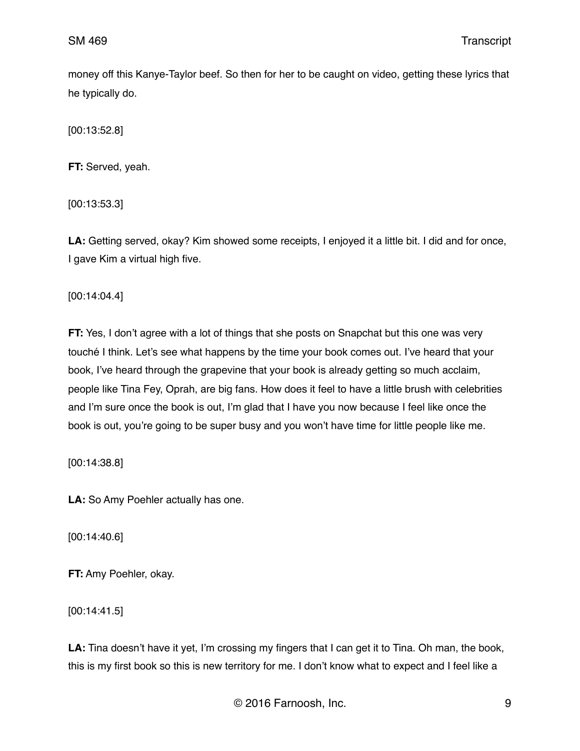money off this Kanye-Taylor beef. So then for her to be caught on video, getting these lyrics that he typically do.

[00:13:52.8]

**FT:** Served, yeah.

[00:13:53.3]

**LA:** Getting served, okay? Kim showed some receipts, I enjoyed it a little bit. I did and for once, I gave Kim a virtual high five.

[00:14:04.4]

**FT:** Yes, I don't agree with a lot of things that she posts on Snapchat but this one was very touché I think. Let's see what happens by the time your book comes out. I've heard that your book, I've heard through the grapevine that your book is already getting so much acclaim, people like Tina Fey, Oprah, are big fans. How does it feel to have a little brush with celebrities and I'm sure once the book is out, I'm glad that I have you now because I feel like once the book is out, you're going to be super busy and you won't have time for little people like me.

[00:14:38.8]

**LA:** So Amy Poehler actually has one.

[00:14:40.6]

**FT:** Amy Poehler, okay.

[00:14:41.5]

**LA:** Tina doesn't have it yet, I'm crossing my fingers that I can get it to Tina. Oh man, the book, this is my first book so this is new territory for me. I don't know what to expect and I feel like a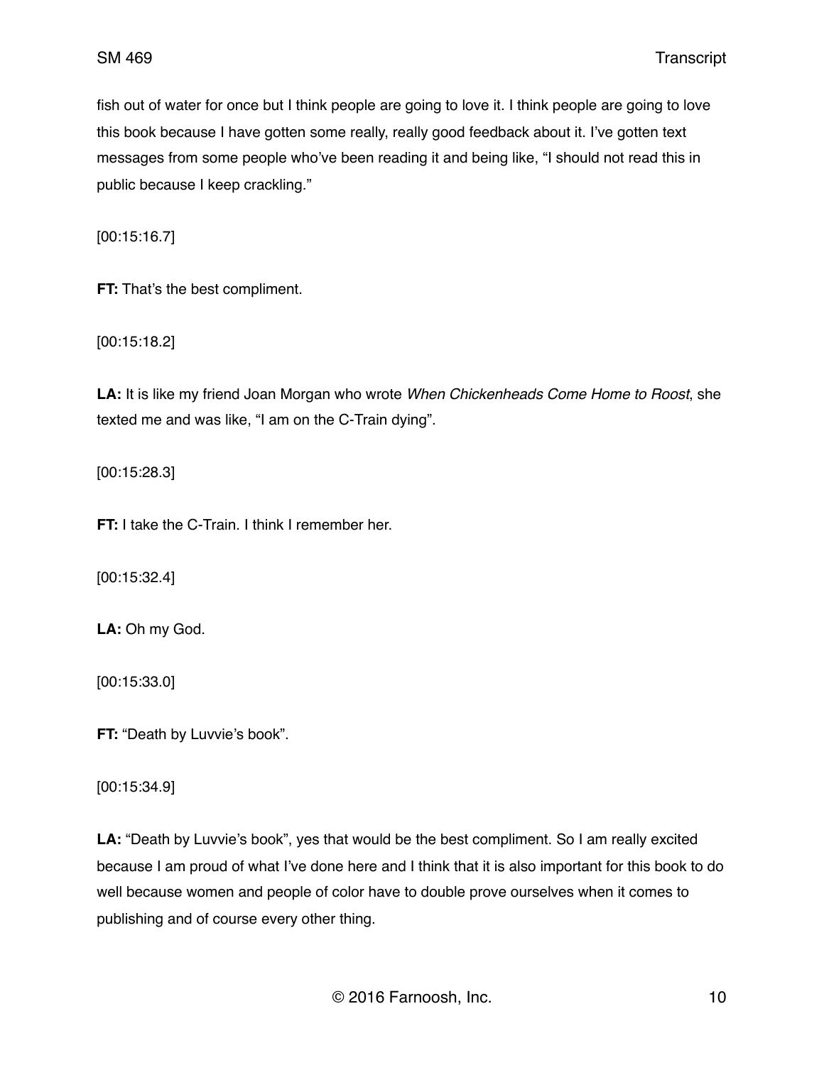fish out of water for once but I think people are going to love it. I think people are going to love this book because I have gotten some really, really good feedback about it. I've gotten text messages from some people who've been reading it and being like, "I should not read this in public because I keep crackling."

[00:15:16.7]

**FT:** That's the best compliment.

[00:15:18.2]

**LA:** It is like my friend Joan Morgan who wrote *When Chickenheads Come Home to Roost*, she texted me and was like, "I am on the C-Train dying".

[00:15:28.3]

**FT:** I take the C-Train. I think I remember her.

[00:15:32.4]

**LA:** Oh my God.

[00:15:33.0]

**FT:** "Death by Luvvie's book".

[00:15:34.9]

**LA:** "Death by Luvvie's book", yes that would be the best compliment. So I am really excited because I am proud of what I've done here and I think that it is also important for this book to do well because women and people of color have to double prove ourselves when it comes to publishing and of course every other thing.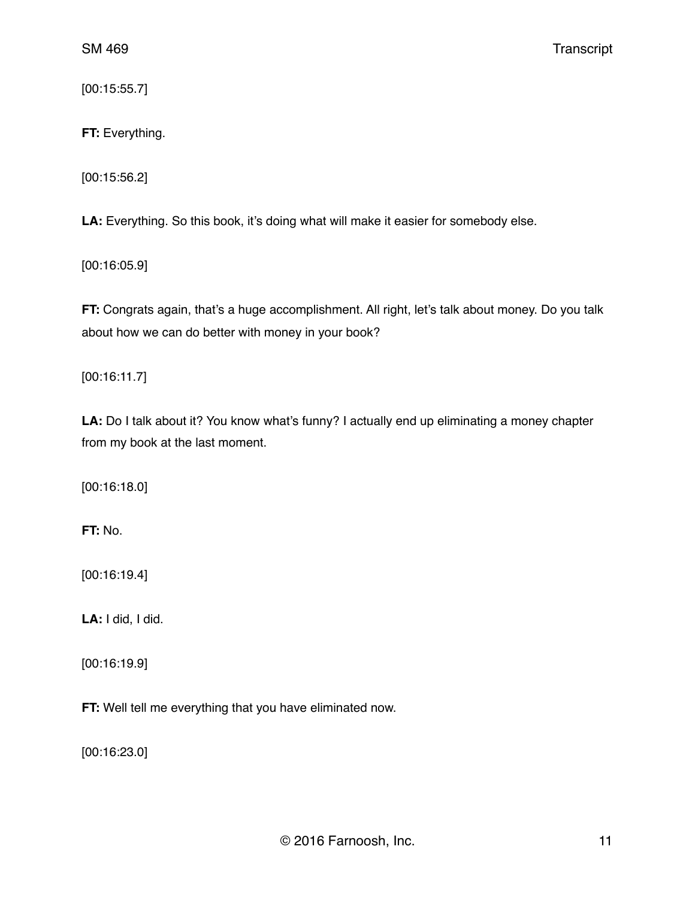[00:15:55.7]

**FT:** Everything.

[00:15:56.2]

**LA:** Everything. So this book, it's doing what will make it easier for somebody else.

[00:16:05.9]

**FT:** Congrats again, that's a huge accomplishment. All right, let's talk about money. Do you talk about how we can do better with money in your book?

[00:16:11.7]

**LA:** Do I talk about it? You know what's funny? I actually end up eliminating a money chapter from my book at the last moment.

[00:16:18.0]

**FT:** No.

[00:16:19.4]

**LA:** I did, I did.

[00:16:19.9]

**FT:** Well tell me everything that you have eliminated now.

[00:16:23.0]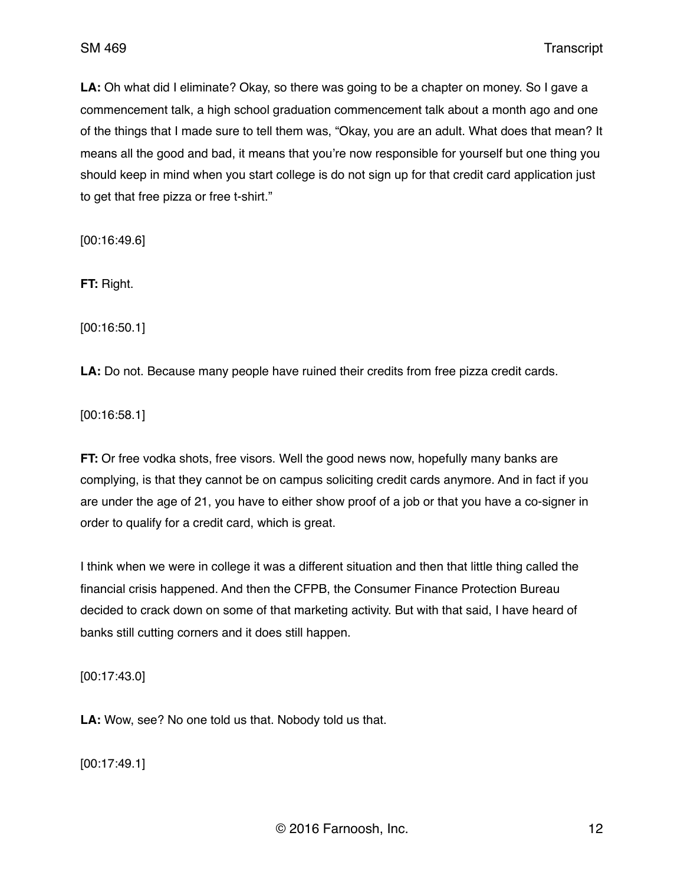**LA:** Oh what did I eliminate? Okay, so there was going to be a chapter on money. So I gave a commencement talk, a high school graduation commencement talk about a month ago and one of the things that I made sure to tell them was, "Okay, you are an adult. What does that mean? It means all the good and bad, it means that you're now responsible for yourself but one thing you should keep in mind when you start college is do not sign up for that credit card application just to get that free pizza or free t-shirt."

[00:16:49.6]

**FT:** Right.

[00:16:50.1]

**LA:** Do not. Because many people have ruined their credits from free pizza credit cards.

[00:16:58.1]

**FT:** Or free vodka shots, free visors. Well the good news now, hopefully many banks are complying, is that they cannot be on campus soliciting credit cards anymore. And in fact if you are under the age of 21, you have to either show proof of a job or that you have a co-signer in order to qualify for a credit card, which is great.

I think when we were in college it was a different situation and then that little thing called the financial crisis happened. And then the CFPB, the Consumer Finance Protection Bureau decided to crack down on some of that marketing activity. But with that said, I have heard of banks still cutting corners and it does still happen.

[00:17:43.0]

**LA:** Wow, see? No one told us that. Nobody told us that.

[00:17:49.1]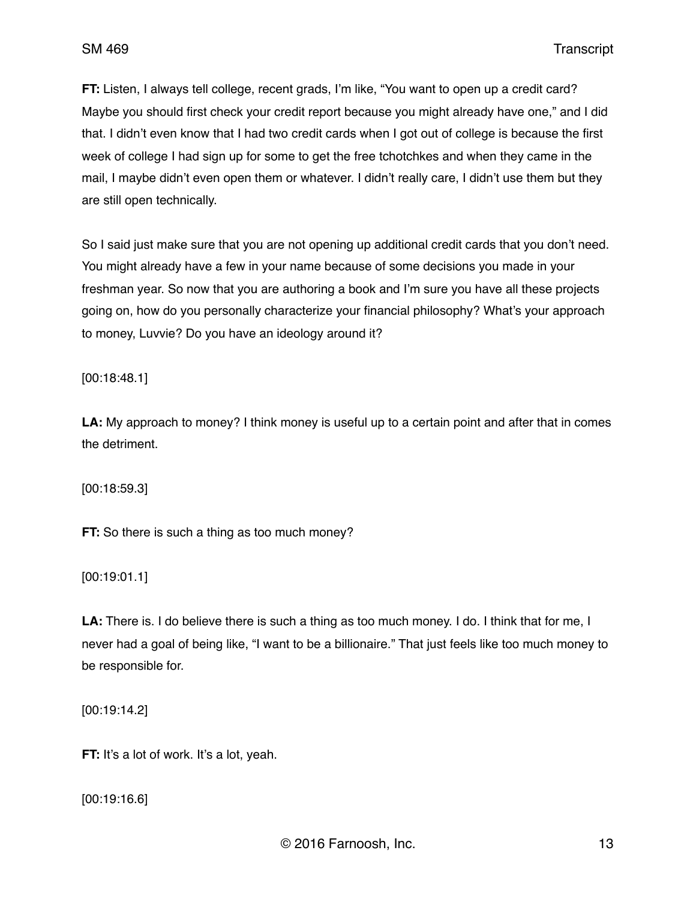**FT:** Listen, I always tell college, recent grads, I'm like, "You want to open up a credit card? Maybe you should first check your credit report because you might already have one," and I did that. I didn't even know that I had two credit cards when I got out of college is because the first week of college I had sign up for some to get the free tchotchkes and when they came in the mail, I maybe didn't even open them or whatever. I didn't really care, I didn't use them but they are still open technically.

So I said just make sure that you are not opening up additional credit cards that you don't need. You might already have a few in your name because of some decisions you made in your freshman year. So now that you are authoring a book and I'm sure you have all these projects going on, how do you personally characterize your financial philosophy? What's your approach to money, Luvvie? Do you have an ideology around it?

[00:18:48.1]

**LA:** My approach to money? I think money is useful up to a certain point and after that in comes the detriment.

[00:18:59.3]

**FT:** So there is such a thing as too much money?

[00:19:01.1]

**LA:** There is. I do believe there is such a thing as too much money. I do. I think that for me, I never had a goal of being like, "I want to be a billionaire." That just feels like too much money to be responsible for.

[00:19:14.2]

**FT:** It's a lot of work. It's a lot, yeah.

[00:19:16.6]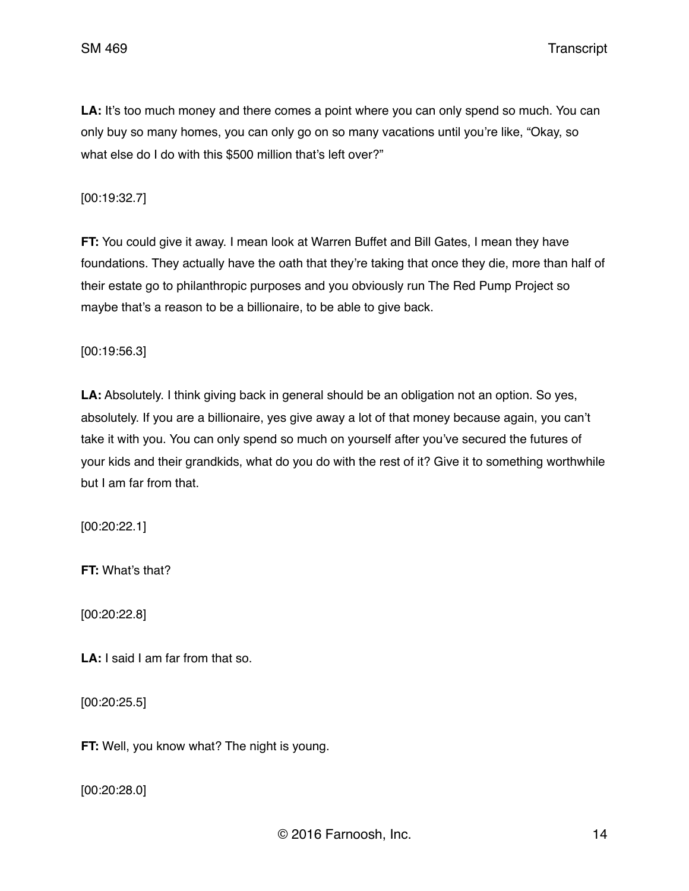**LA:** It's too much money and there comes a point where you can only spend so much. You can only buy so many homes, you can only go on so many vacations until you're like, "Okay, so what else do I do with this $500 million that's left over?"

[00:19:32.7]

**FT:** You could give it away. I mean look at Warren Buffet and Bill Gates, I mean they have foundations. They actually have the oath that they're taking that once they die, more than half of their estate go to philanthropic purposes and you obviously run The Red Pump Project so maybe that's a reason to be a billionaire, to be able to give back.

[00:19:56.3]

**LA:** Absolutely. I think giving back in general should be an obligation not an option. So yes, absolutely. If you are a billionaire, yes give away a lot of that money because again, you can't take it with you. You can only spend so much on yourself after you've secured the futures of your kids and their grandkids, what do you do with the rest of it? Give it to something worthwhile but I am far from that.

[00:20:22.1]

**FT:** What's that?

[00:20:22.8]

**LA:** I said I am far from that so.

[00:20:25.5]

**FT:** Well, you know what? The night is young.

[00:20:28.0]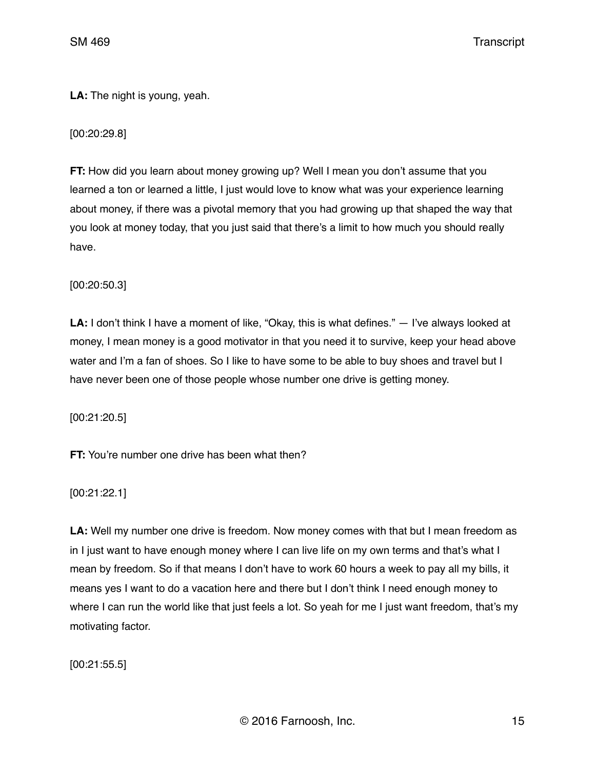**LA:** The night is young, yeah.

[00:20:29.8]

**FT:** How did you learn about money growing up? Well I mean you don't assume that you learned a ton or learned a little, I just would love to know what was your experience learning about money, if there was a pivotal memory that you had growing up that shaped the way that you look at money today, that you just said that there's a limit to how much you should really have.

[00:20:50.3]

**LA:** I don't think I have a moment of like, "Okay, this is what defines." — I've always looked at money, I mean money is a good motivator in that you need it to survive, keep your head above water and I'm a fan of shoes. So I like to have some to be able to buy shoes and travel but I have never been one of those people whose number one drive is getting money.

[00:21:20.5]

**FT:** You're number one drive has been what then?

[00:21:22.1]

**LA:** Well my number one drive is freedom. Now money comes with that but I mean freedom as in I just want to have enough money where I can live life on my own terms and that's what I mean by freedom. So if that means I don't have to work 60 hours a week to pay all my bills, it means yes I want to do a vacation here and there but I don't think I need enough money to where I can run the world like that just feels a lot. So yeah for me I just want freedom, that's my motivating factor.

[00:21:55.5]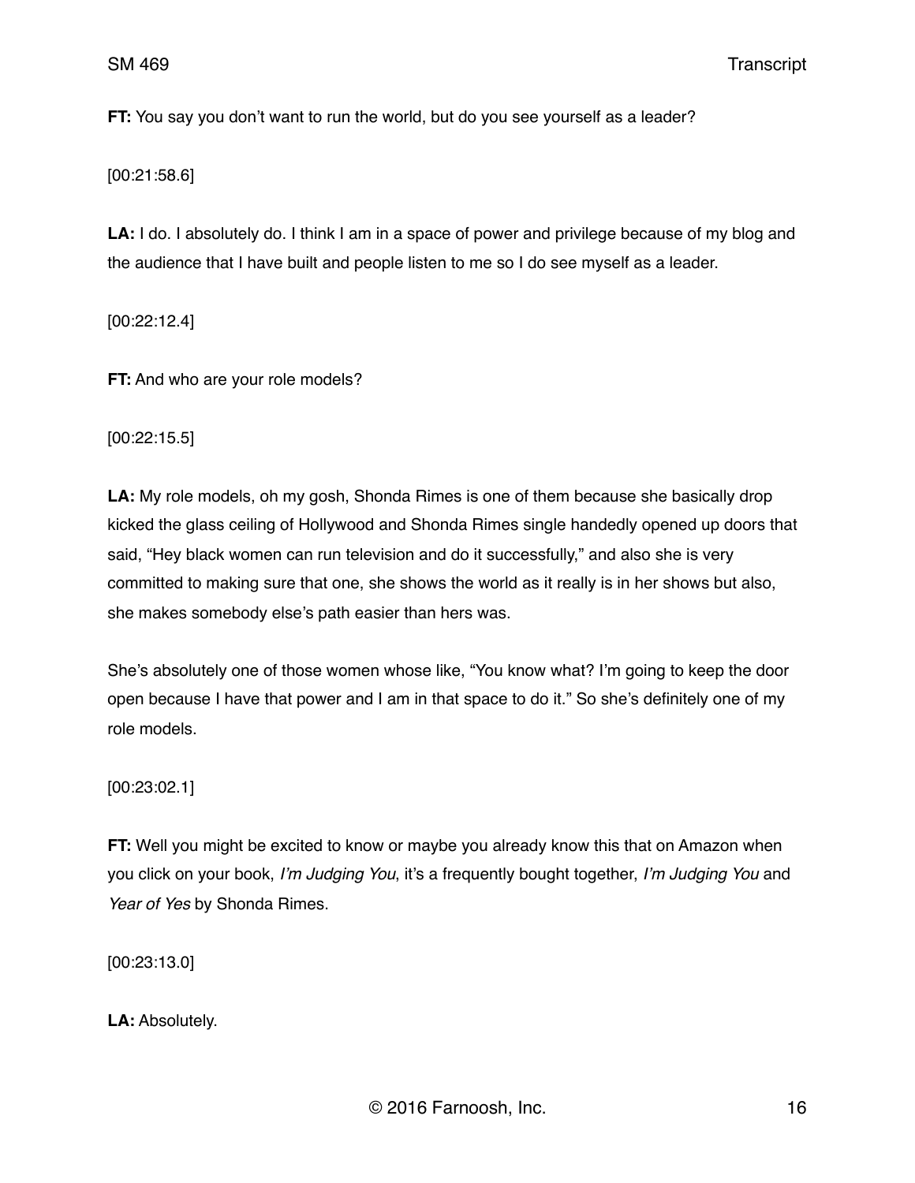**FT:** You say you don't want to run the world, but do you see yourself as a leader?

[00:21:58.6]

**LA:** I do. I absolutely do. I think I am in a space of power and privilege because of my blog and the audience that I have built and people listen to me so I do see myself as a leader.

[00:22:12.4]

**FT:** And who are your role models?

[00:22:15.5]

**LA:** My role models, oh my gosh, Shonda Rimes is one of them because she basically drop kicked the glass ceiling of Hollywood and Shonda Rimes single handedly opened up doors that said, "Hey black women can run television and do it successfully," and also she is very committed to making sure that one, she shows the world as it really is in her shows but also, she makes somebody else's path easier than hers was.

She's absolutely one of those women whose like, "You know what? I'm going to keep the door open because I have that power and I am in that space to do it." So she's definitely one of my role models.

[00:23:02.1]

**FT:** Well you might be excited to know or maybe you already know this that on Amazon when you click on your book, *I'm Judging You*, it's a frequently bought together, *I'm Judging You* and *Year of Yes* by Shonda Rimes.

[00:23:13.0]

**LA:** Absolutely.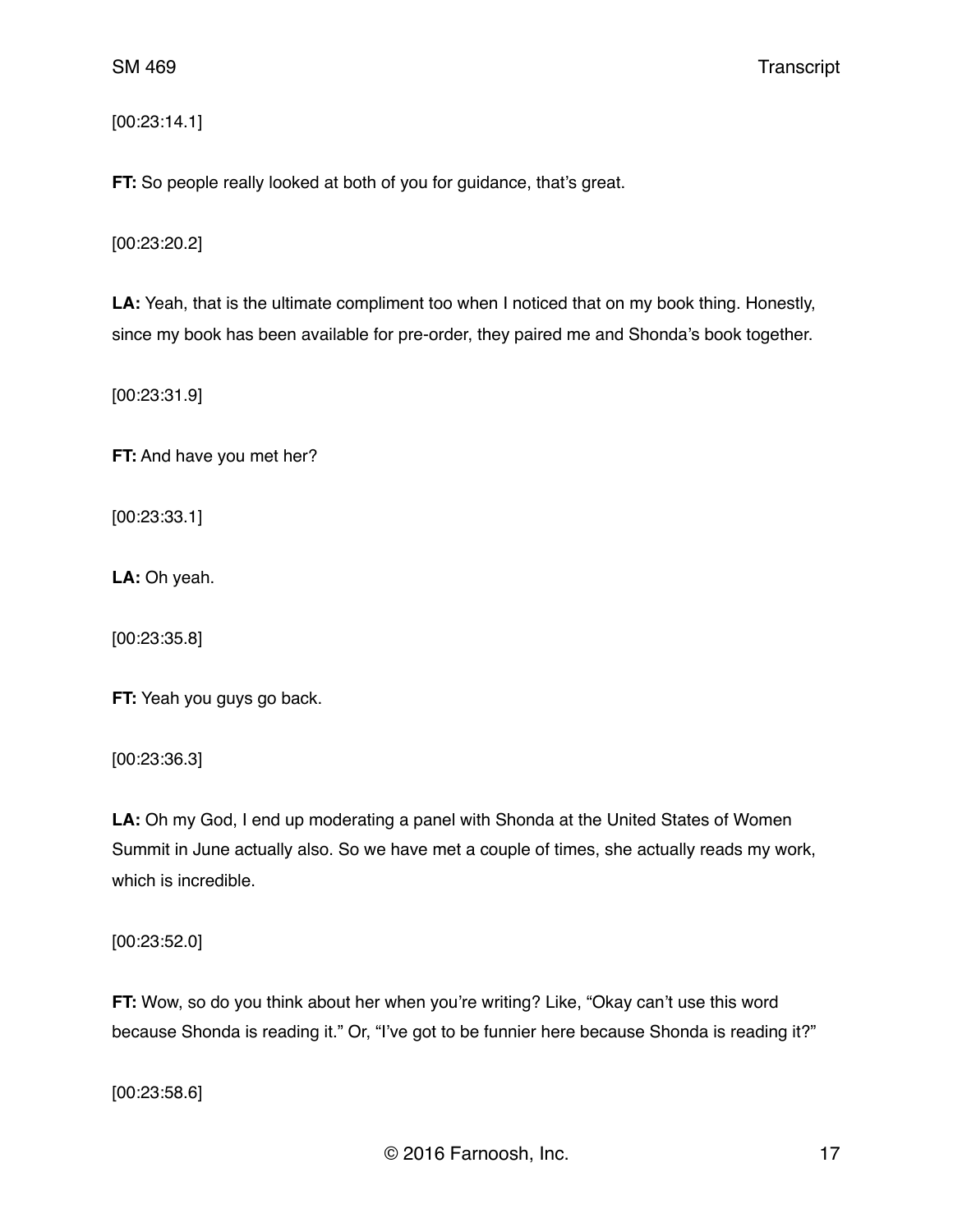[00:23:14.1]

**FT:** So people really looked at both of you for guidance, that's great.

[00:23:20.2]

**LA:** Yeah, that is the ultimate compliment too when I noticed that on my book thing. Honestly, since my book has been available for pre-order, they paired me and Shonda's book together.

[00:23:31.9]

**FT:** And have you met her?

[00:23:33.1]

**LA:** Oh yeah.

[00:23:35.8]

**FT:** Yeah you guys go back.

[00:23:36.3]

**LA:** Oh my God, I end up moderating a panel with Shonda at the United States of Women Summit in June actually also. So we have met a couple of times, she actually reads my work, which is incredible.

[00:23:52.0]

**FT:** Wow, so do you think about her when you're writing? Like, "Okay can't use this word because Shonda is reading it." Or, "I've got to be funnier here because Shonda is reading it?"

[00:23:58.6]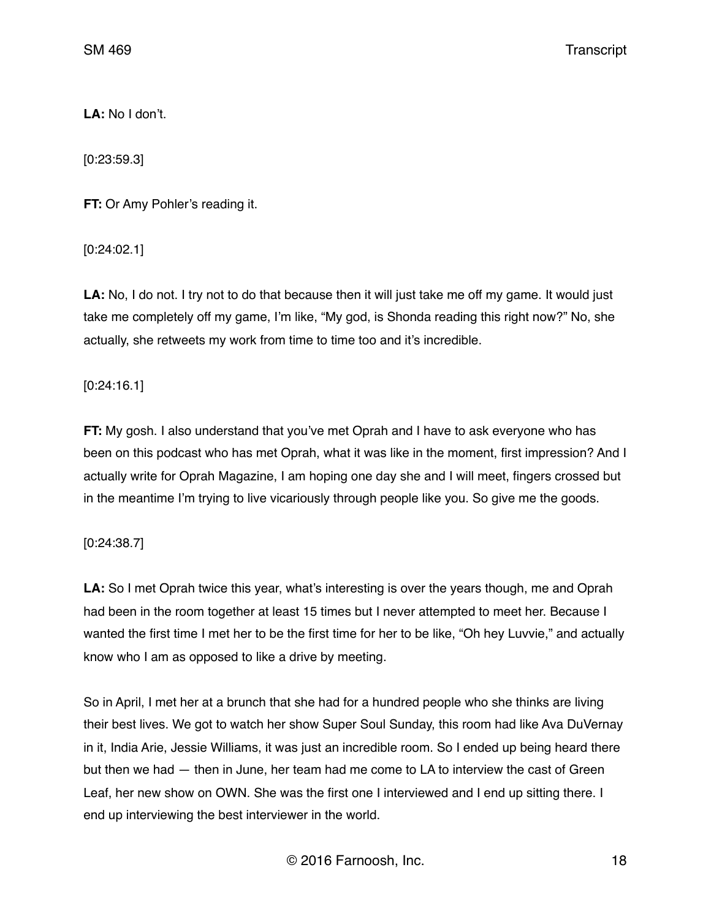**LA:** No I don't.

[0:23:59.3]

**FT:** Or Amy Pohler's reading it.

[0:24:02.1]

**LA:** No, I do not. I try not to do that because then it will just take me off my game. It would just take me completely off my game, I'm like, "My god, is Shonda reading this right now?" No, she actually, she retweets my work from time to time too and it's incredible.

[0:24:16.1]

**FT:** My gosh. I also understand that you've met Oprah and I have to ask everyone who has been on this podcast who has met Oprah, what it was like in the moment, first impression? And I actually write for Oprah Magazine, I am hoping one day she and I will meet, fingers crossed but in the meantime I'm trying to live vicariously through people like you. So give me the goods.

[0:24:38.7]

**LA:** So I met Oprah twice this year, what's interesting is over the years though, me and Oprah had been in the room together at least 15 times but I never attempted to meet her. Because I wanted the first time I met her to be the first time for her to be like, "Oh hey Luvvie," and actually know who I am as opposed to like a drive by meeting.

So in April, I met her at a brunch that she had for a hundred people who she thinks are living their best lives. We got to watch her show Super Soul Sunday, this room had like Ava DuVernay in it, India Arie, Jessie Williams, it was just an incredible room. So I ended up being heard there but then we had — then in June, her team had me come to LA to interview the cast of Green Leaf, her new show on OWN. She was the first one I interviewed and I end up sitting there. I end up interviewing the best interviewer in the world.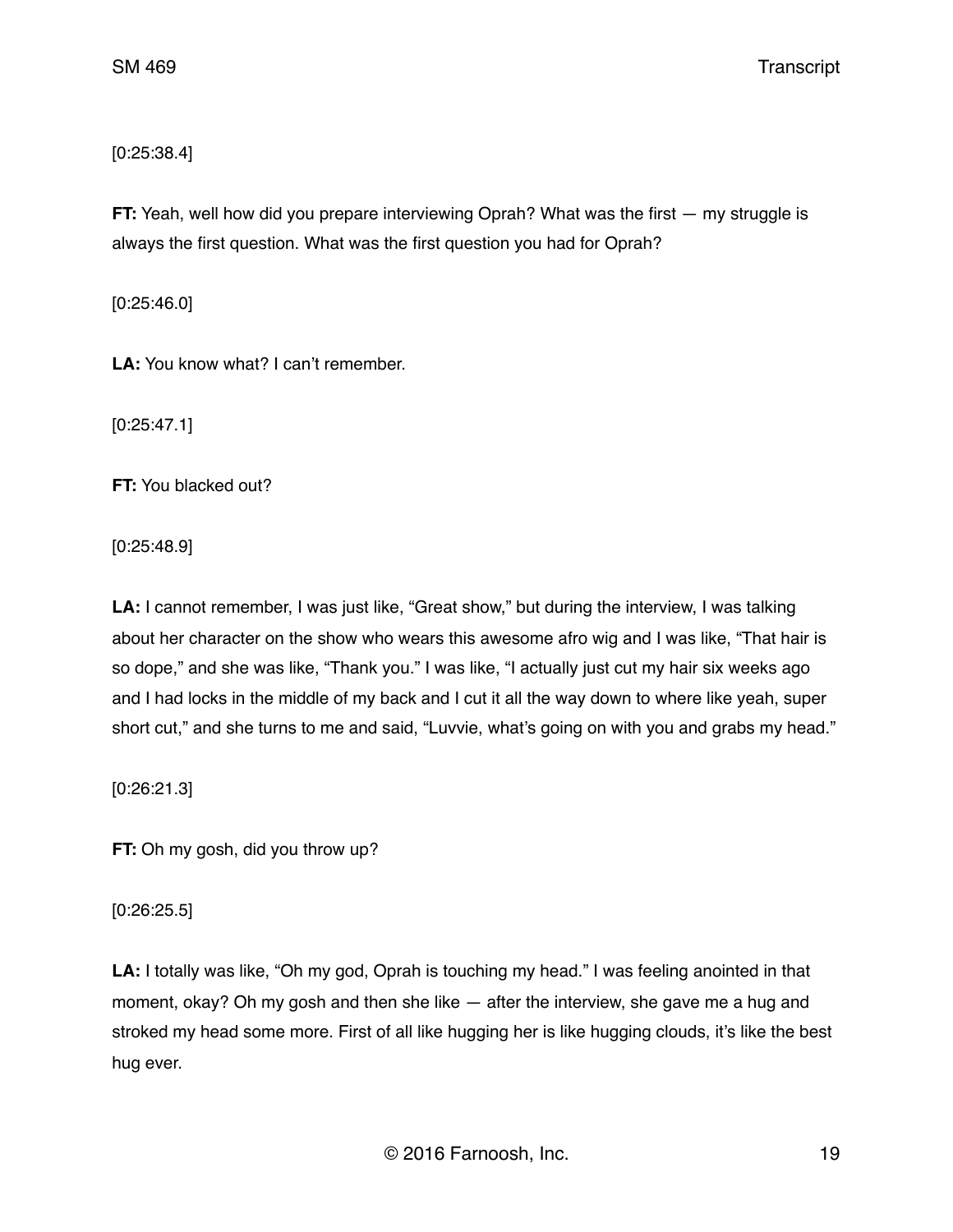[0:25:38.4]

**FT:** Yeah, well how did you prepare interviewing Oprah? What was the first — my struggle is always the first question. What was the first question you had for Oprah?

[0:25:46.0]

**LA:** You know what? I can't remember.

[0:25:47.1]

**FT:** You blacked out?

[0:25:48.9]

**LA:** I cannot remember, I was just like, "Great show," but during the interview, I was talking about her character on the show who wears this awesome afro wig and I was like, "That hair is so dope," and she was like, "Thank you." I was like, "I actually just cut my hair six weeks ago and I had locks in the middle of my back and I cut it all the way down to where like yeah, super short cut," and she turns to me and said, "Luvvie, what's going on with you and grabs my head."

[0:26:21.3]

**FT:** Oh my gosh, did you throw up?

[0:26:25.5]

**LA:** I totally was like, "Oh my god, Oprah is touching my head." I was feeling anointed in that moment, okay? Oh my gosh and then she like — after the interview, she gave me a hug and stroked my head some more. First of all like hugging her is like hugging clouds, it's like the best hug ever.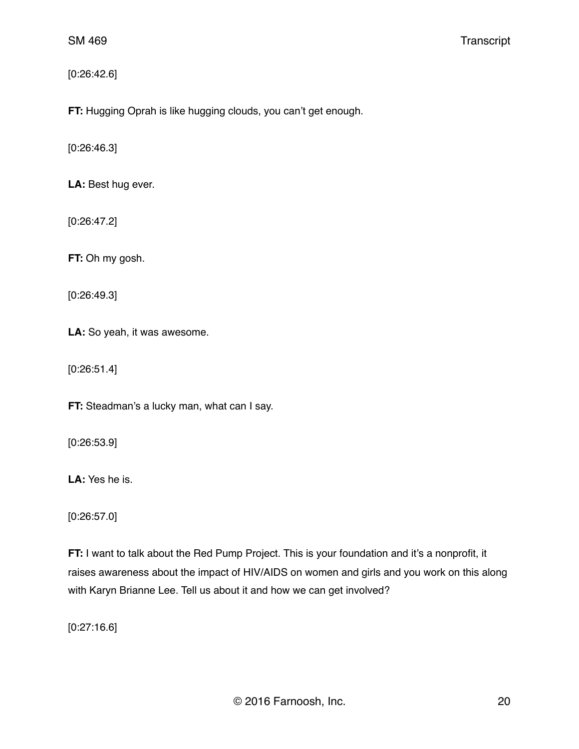[0:26:42.6]

**FT:** Hugging Oprah is like hugging clouds, you can't get enough.

[0:26:46.3]

**LA:** Best hug ever.

[0:26:47.2]

**FT:** Oh my gosh.

[0:26:49.3]

**LA:** So yeah, it was awesome.

[0:26:51.4]

**FT:** Steadman's a lucky man, what can I say.

[0:26:53.9]

**LA:** Yes he is.

[0:26:57.0]

**FT:** I want to talk about the Red Pump Project. This is your foundation and it's a nonprofit, it raises awareness about the impact of HIV/AIDS on women and girls and you work on this along with Karyn Brianne Lee. Tell us about it and how we can get involved?

[0:27:16.6]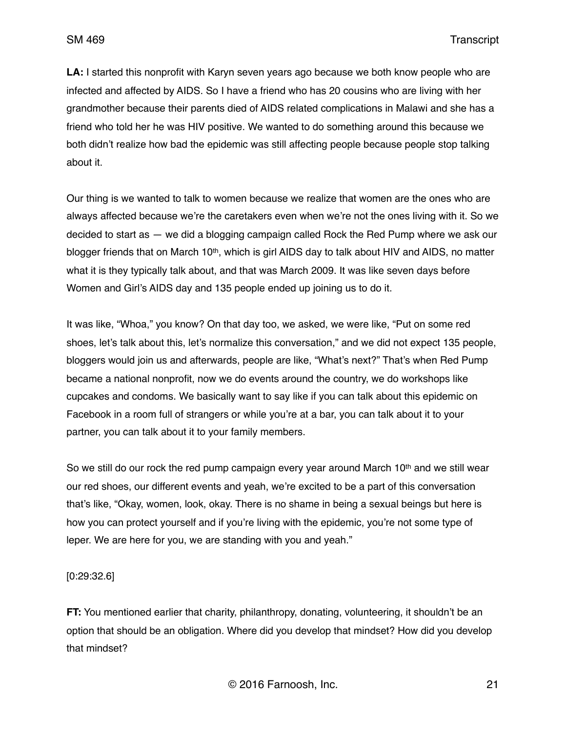**LA:** I started this nonprofit with Karyn seven years ago because we both know people who are infected and affected by AIDS. So I have a friend who has 20 cousins who are living with her grandmother because their parents died of AIDS related complications in Malawi and she has a friend who told her he was HIV positive. We wanted to do something around this because we both didn't realize how bad the epidemic was still affecting people because people stop talking about it.

Our thing is we wanted to talk to women because we realize that women are the ones who are always affected because we're the caretakers even when we're not the ones living with it. So we decided to start as — we did a blogging campaign called Rock the Red Pump where we ask our blogger friends that on March 10th, which is girl AIDS day to talk about HIV and AIDS, no matter what it is they typically talk about, and that was March 2009. It was like seven days before Women and Girl's AIDS day and 135 people ended up joining us to do it.

It was like, "Whoa," you know? On that day too, we asked, we were like, "Put on some red shoes, let's talk about this, let's normalize this conversation," and we did not expect 135 people, bloggers would join us and afterwards, people are like, "What's next?" That's when Red Pump became a national nonprofit, now we do events around the country, we do workshops like cupcakes and condoms. We basically want to say like if you can talk about this epidemic on Facebook in a room full of strangers or while you're at a bar, you can talk about it to your partner, you can talk about it to your family members.

So we still do our rock the red pump campaign every year around March 10th and we still wear our red shoes, our different events and yeah, we're excited to be a part of this conversation that's like, "Okay, women, look, okay. There is no shame in being a sexual beings but here is how you can protect yourself and if you're living with the epidemic, you're not some type of leper. We are here for you, we are standing with you and yeah."

[0:29:32.6]

**FT:** You mentioned earlier that charity, philanthropy, donating, volunteering, it shouldn't be an option that should be an obligation. Where did you develop that mindset? How did you develop that mindset?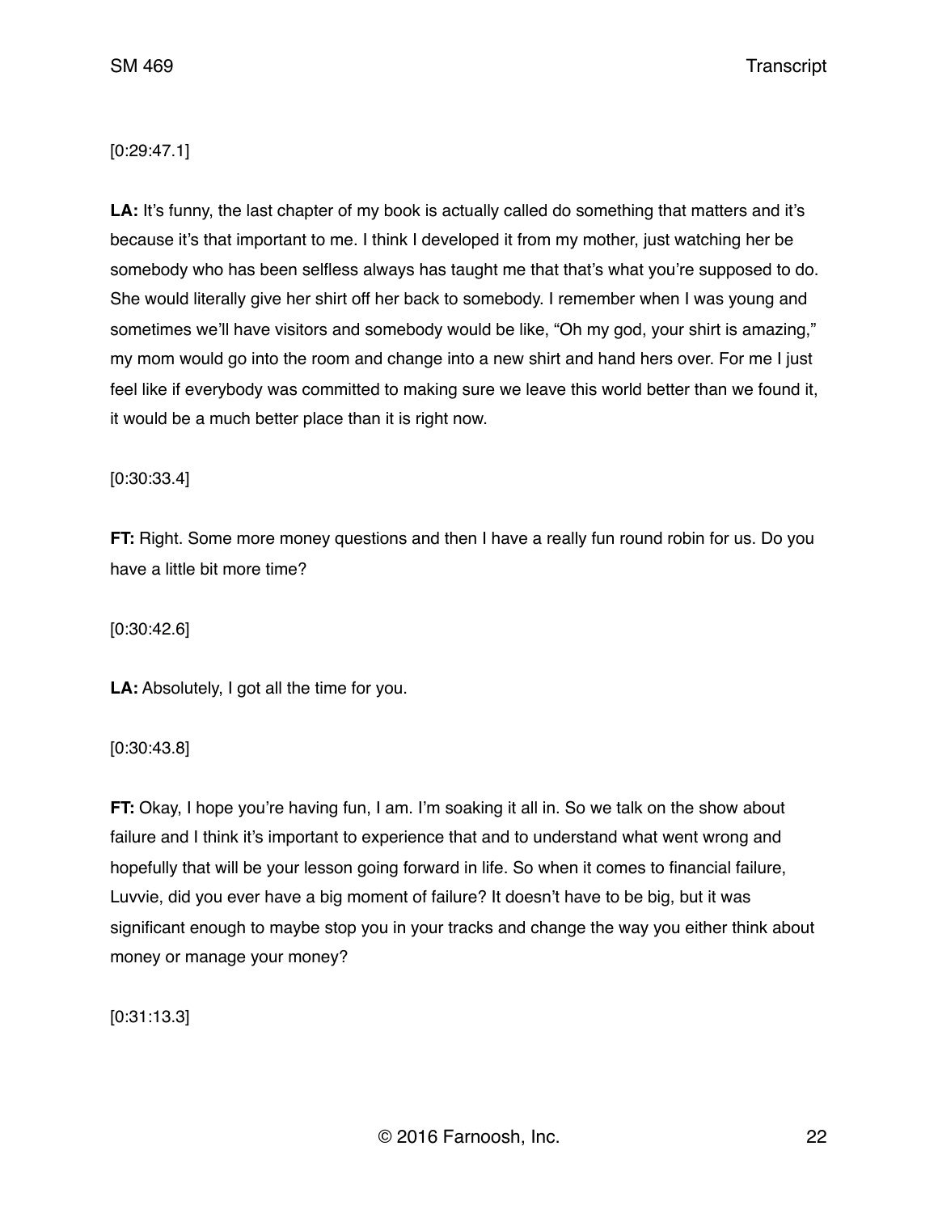[0:29:47.1]

**LA:** It's funny, the last chapter of my book is actually called do something that matters and it's because it's that important to me. I think I developed it from my mother, just watching her be somebody who has been selfless always has taught me that that's what you're supposed to do. She would literally give her shirt off her back to somebody. I remember when I was young and sometimes we'll have visitors and somebody would be like, "Oh my god, your shirt is amazing," my mom would go into the room and change into a new shirt and hand hers over. For me I just feel like if everybody was committed to making sure we leave this world better than we found it, it would be a much better place than it is right now.

[0:30:33.4]

**FT:** Right. Some more money questions and then I have a really fun round robin for us. Do you have a little bit more time?

[0:30:42.6]

**LA:** Absolutely, I got all the time for you.

[0:30:43.8]

**FT:** Okay, I hope you're having fun, I am. I'm soaking it all in. So we talk on the show about failure and I think it's important to experience that and to understand what went wrong and hopefully that will be your lesson going forward in life. So when it comes to financial failure, Luvvie, did you ever have a big moment of failure? It doesn't have to be big, but it was significant enough to maybe stop you in your tracks and change the way you either think about money or manage your money?

[0:31:13.3]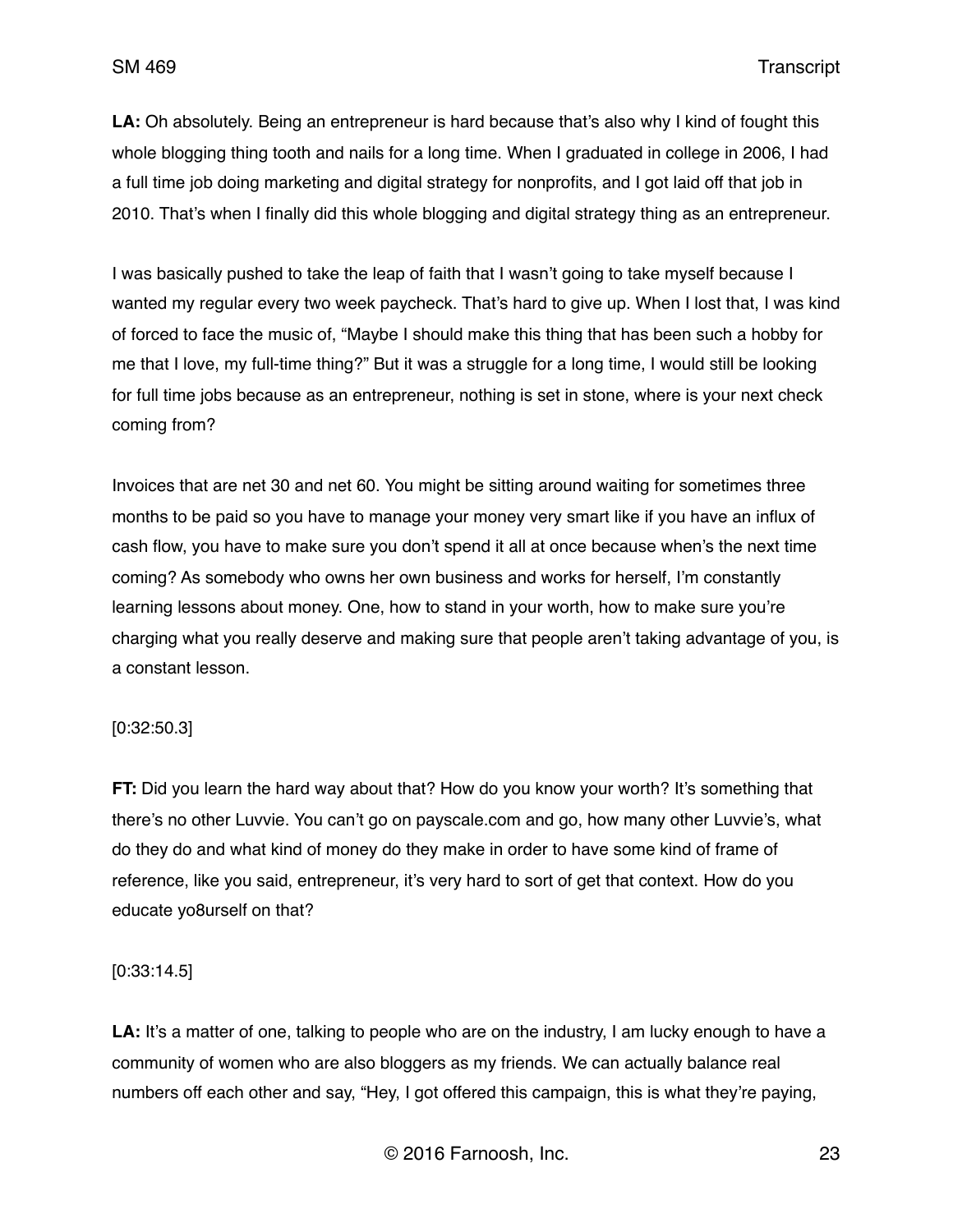**LA:** Oh absolutely. Being an entrepreneur is hard because that's also why I kind of fought this whole blogging thing tooth and nails for a long time. When I graduated in college in 2006, I had a full time job doing marketing and digital strategy for nonprofits, and I got laid off that job in 2010. That's when I finally did this whole blogging and digital strategy thing as an entrepreneur.

I was basically pushed to take the leap of faith that I wasn't going to take myself because I wanted my regular every two week paycheck. That's hard to give up. When I lost that, I was kind of forced to face the music of, "Maybe I should make this thing that has been such a hobby for me that I love, my full-time thing?" But it was a struggle for a long time, I would still be looking for full time jobs because as an entrepreneur, nothing is set in stone, where is your next check coming from?

Invoices that are net 30 and net 60. You might be sitting around waiting for sometimes three months to be paid so you have to manage your money very smart like if you have an influx of cash flow, you have to make sure you don't spend it all at once because when's the next time coming? As somebody who owns her own business and works for herself, I'm constantly learning lessons about money. One, how to stand in your worth, how to make sure you're charging what you really deserve and making sure that people aren't taking advantage of you, is a constant lesson.

[0:32:50.3]

**FT:** Did you learn the hard way about that? How do you know your worth? It's something that there's no other Luvvie. You can't go on payscale.com and go, how many other Luvvie's, what do they do and what kind of money do they make in order to have some kind of frame of reference, like you said, entrepreneur, it's very hard to sort of get that context. How do you educate yo8urself on that?

[0:33:14.5]

**LA:** It's a matter of one, talking to people who are on the industry, I am lucky enough to have a community of women who are also bloggers as my friends. We can actually balance real numbers off each other and say, "Hey, I got offered this campaign, this is what they're paying,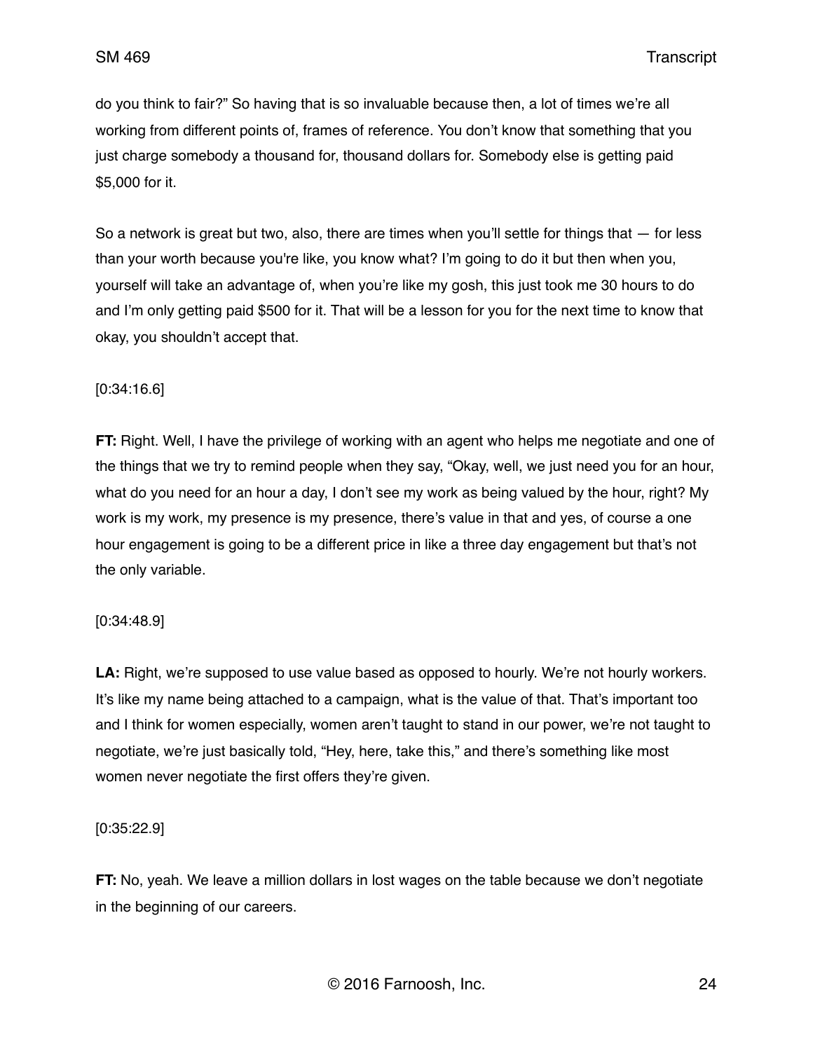do you think to fair?" So having that is so invaluable because then, a lot of times we're all working from different points of, frames of reference. You don't know that something that you just charge somebody a thousand for, thousand dollars for. Somebody else is getting paid $5,000 for it.

So a network is great but two, also, there are times when you'll settle for things that — for less than your worth because you're like, you know what? I'm going to do it but then when you, yourself will take an advantage of, when you're like my gosh, this just took me 30 hours to do and I'm only getting paid $500 for it. That will be a lesson for you for the next time to know that okay, you shouldn't accept that.

[0:34:16.6]

**FT:** Right. Well, I have the privilege of working with an agent who helps me negotiate and one of the things that we try to remind people when they say, "Okay, well, we just need you for an hour, what do you need for an hour a day, I don't see my work as being valued by the hour, right? My work is my work, my presence is my presence, there's value in that and yes, of course a one hour engagement is going to be a different price in like a three day engagement but that's not the only variable.

[0:34:48.9]

**LA:** Right, we're supposed to use value based as opposed to hourly. We're not hourly workers. It's like my name being attached to a campaign, what is the value of that. That's important too and I think for women especially, women aren't taught to stand in our power, we're not taught to negotiate, we're just basically told, "Hey, here, take this," and there's something like most women never negotiate the first offers they're given.

[0:35:22.9]

**FT:** No, yeah. We leave a million dollars in lost wages on the table because we don't negotiate in the beginning of our careers.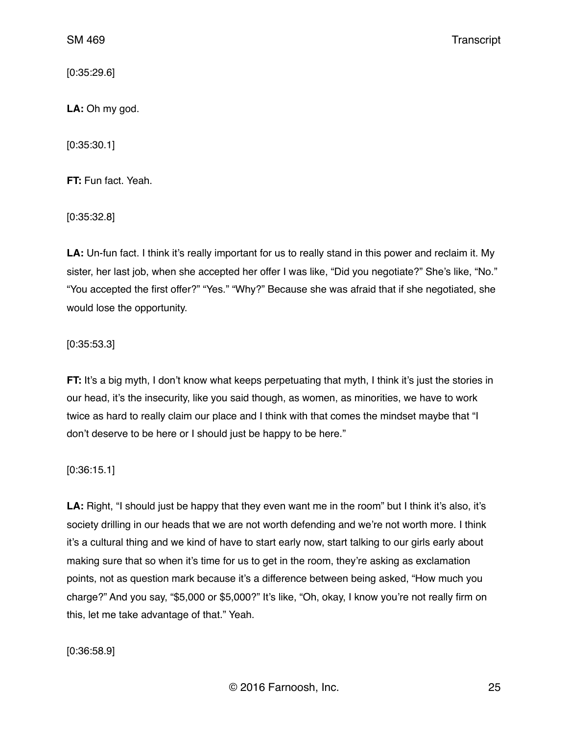[0:35:29.6]

**LA:** Oh my god.

[0:35:30.1]

**FT:** Fun fact. Yeah.

[0:35:32.8]

**LA:** Un-fun fact. I think it's really important for us to really stand in this power and reclaim it. My sister, her last job, when she accepted her offer I was like, "Did you negotiate?" She's like, "No." "You accepted the first offer?" "Yes." "Why?" Because she was afraid that if she negotiated, she would lose the opportunity.

[0:35:53.3]

**FT:** It's a big myth, I don't know what keeps perpetuating that myth, I think it's just the stories in our head, it's the insecurity, like you said though, as women, as minorities, we have to work twice as hard to really claim our place and I think with that comes the mindset maybe that "I don't deserve to be here or I should just be happy to be here."

[0:36:15.1]

**LA:** Right, "I should just be happy that they even want me in the room" but I think it's also, it's society drilling in our heads that we are not worth defending and we're not worth more. I think it's a cultural thing and we kind of have to start early now, start talking to our girls early about making sure that so when it's time for us to get in the room, they're asking as exclamation points, not as question mark because it's a difference between being asked, "How much you charge?" And you say, "$5,000 or $5,000?" It's like, "Oh, okay, I know you're not really firm on this, let me take advantage of that." Yeah.

[0:36:58.9]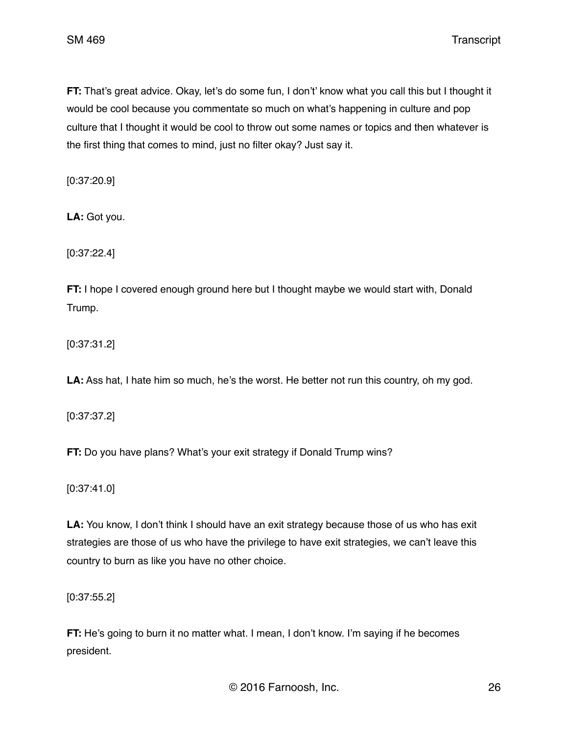**FT:** That's great advice. Okay, let's do some fun, I don't' know what you call this but I thought it would be cool because you commentate so much on what's happening in culture and pop culture that I thought it would be cool to throw out some names or topics and then whatever is the first thing that comes to mind, just no filter okay? Just say it.

[0:37:20.9]

**LA:** Got you.

[0:37:22.4]

**FT:** I hope I covered enough ground here but I thought maybe we would start with, Donald Trump.

[0:37:31.2]

**LA:** Ass hat, I hate him so much, he's the worst. He better not run this country, oh my god.

[0:37:37.2]

**FT:** Do you have plans? What's your exit strategy if Donald Trump wins?

[0:37:41.0]

**LA:** You know, I don't think I should have an exit strategy because those of us who has exit strategies are those of us who have the privilege to have exit strategies, we can't leave this country to burn as like you have no other choice.

[0:37:55.2]

**FT:** He's going to burn it no matter what. I mean, I don't know. I'm saying if he becomes president.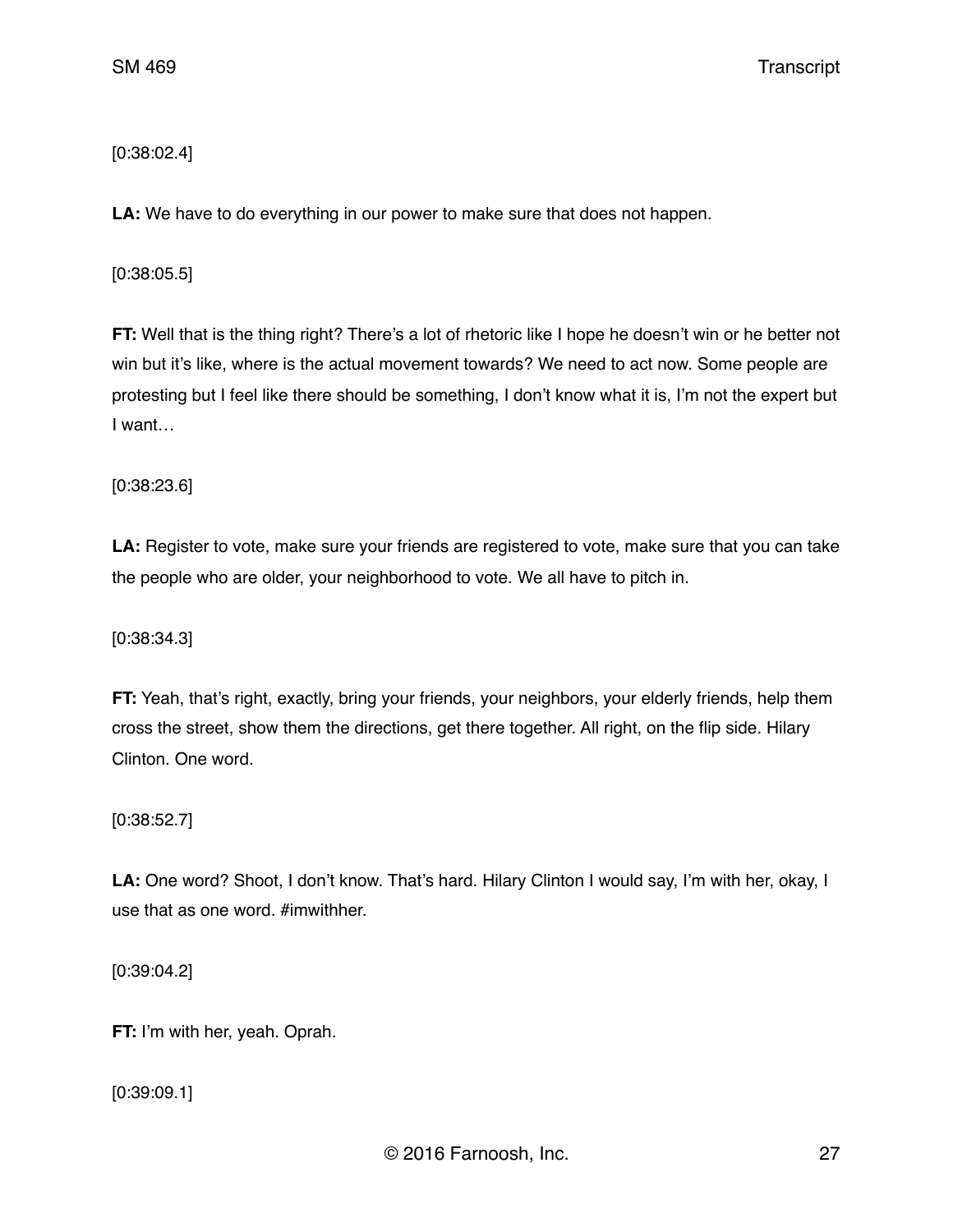[0:38:02.4]

**LA:** We have to do everything in our power to make sure that does not happen.

[0:38:05.5]

**FT:** Well that is the thing right? There's a lot of rhetoric like I hope he doesn't win or he better not win but it's like, where is the actual movement towards? We need to act now. Some people are protesting but I feel like there should be something, I don't know what it is, I'm not the expert but I want…

[0:38:23.6]

**LA:** Register to vote, make sure your friends are registered to vote, make sure that you can take the people who are older, your neighborhood to vote. We all have to pitch in.

[0:38:34.3]

**FT:** Yeah, that's right, exactly, bring your friends, your neighbors, your elderly friends, help them cross the street, show them the directions, get there together. All right, on the flip side. Hilary Clinton. One word.

[0:38:52.7]

**LA:** One word? Shoot, I don't know. That's hard. Hilary Clinton I would say, I'm with her, okay, I use that as one word. #imwithher.

[0:39:04.2]

**FT:** I'm with her, yeah. Oprah.

[0:39:09.1]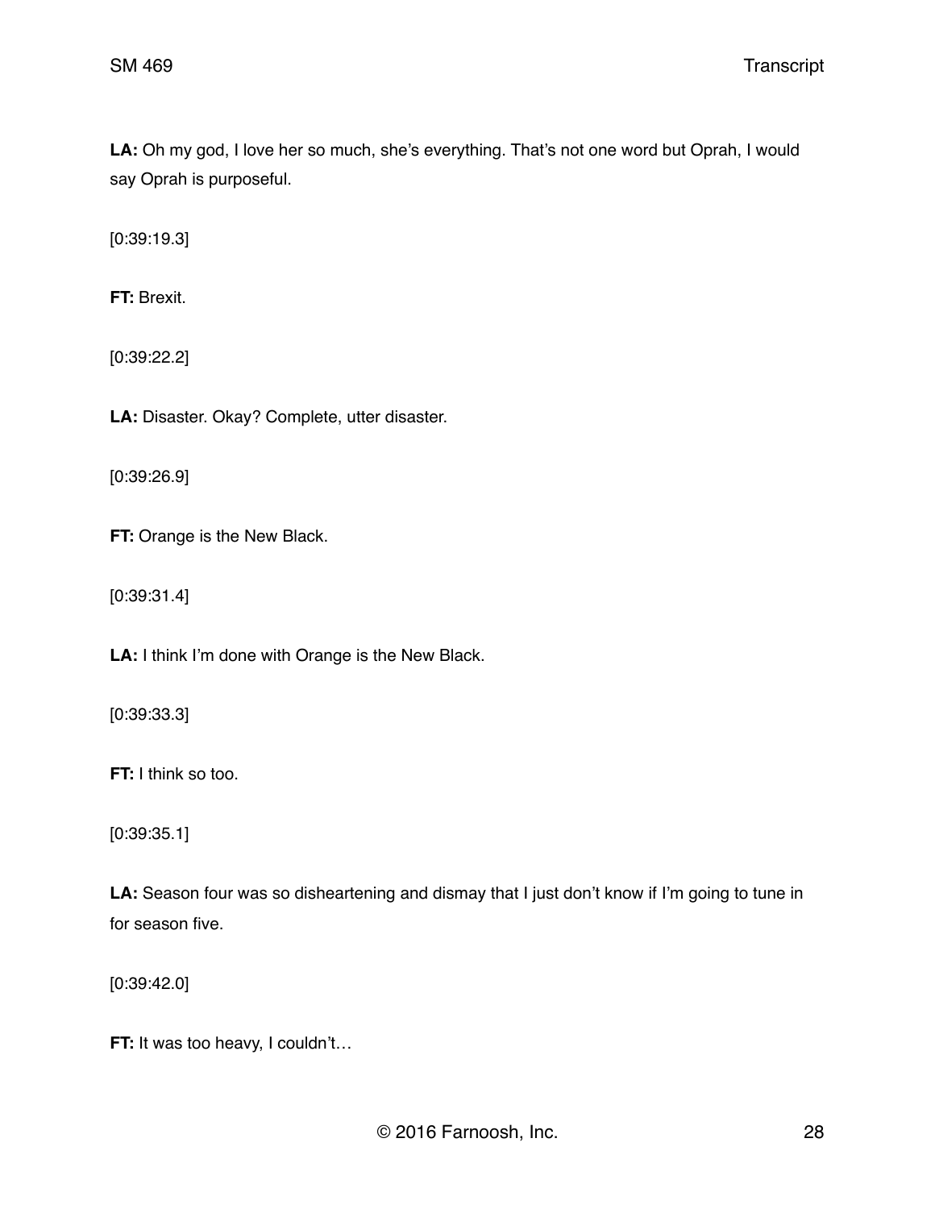**LA:** Oh my god, I love her so much, she's everything. That's not one word but Oprah, I would say Oprah is purposeful.

[0:39:19.3]

**FT:** Brexit.

[0:39:22.2]

**LA:** Disaster. Okay? Complete, utter disaster.

[0:39:26.9]

**FT:** Orange is the New Black.

[0:39:31.4]

**LA:** I think I'm done with Orange is the New Black.

[0:39:33.3]

**FT:** I think so too.

[0:39:35.1]

**LA:** Season four was so disheartening and dismay that I just don't know if I'm going to tune in for season five.

[0:39:42.0]

**FT:** It was too heavy, I couldn't…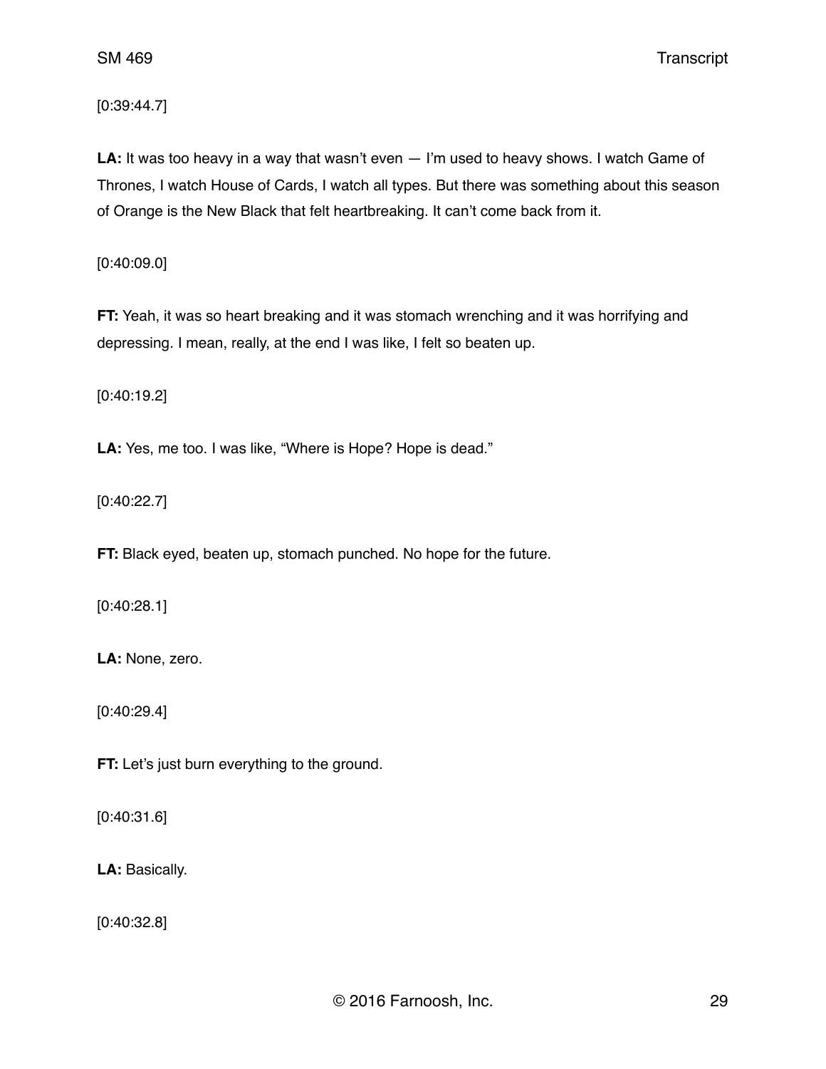[0:39:44.7]

**LA:** It was too heavy in a way that wasn't even — I'm used to heavy shows. I watch Game of Thrones, I watch House of Cards, I watch all types. But there was something about this season of Orange is the New Black that felt heartbreaking. It can't come back from it.

[0:40:09.0]

**FT:** Yeah, it was so heart breaking and it was stomach wrenching and it was horrifying and depressing. I mean, really, at the end I was like, I felt so beaten up.

[0:40:19.2]

**LA:** Yes, me too. I was like, "Where is Hope? Hope is dead."

[0:40:22.7]

**FT:** Black eyed, beaten up, stomach punched. No hope for the future.

[0:40:28.1]

**LA:** None, zero.

[0:40:29.4]

**FT:** Let's just burn everything to the ground.

[0:40:31.6]

**LA:** Basically.

[0:40:32.8]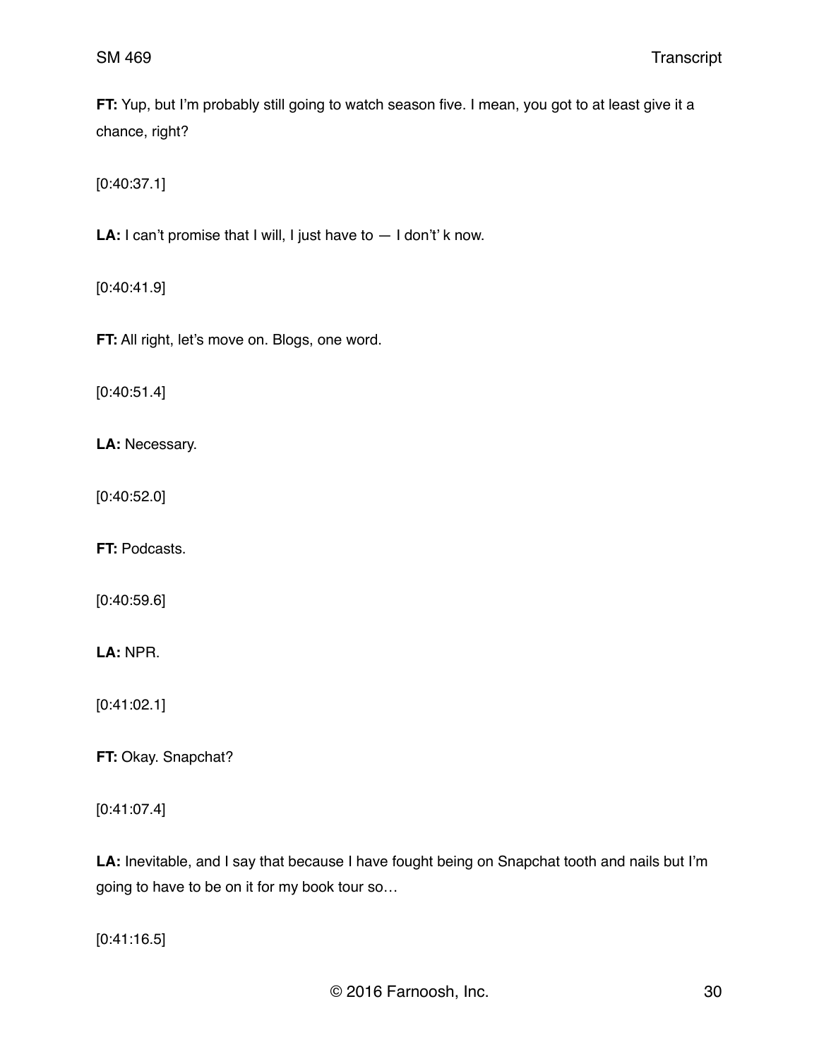**FT:** Yup, but I'm probably still going to watch season five. I mean, you got to at least give it a chance, right?

[0:40:37.1]

**LA:** I can't promise that I will, I just have to — I don't' k now.

[0:40:41.9]

**FT:** All right, let's move on. Blogs, one word.

[0:40:51.4]

**LA:** Necessary.

[0:40:52.0]

**FT:** Podcasts.

[0:40:59.6]

**LA:** NPR.

[0:41:02.1]

**FT:** Okay. Snapchat?

[0:41:07.4]

**LA:** Inevitable, and I say that because I have fought being on Snapchat tooth and nails but I'm going to have to be on it for my book tour so…

[0:41:16.5]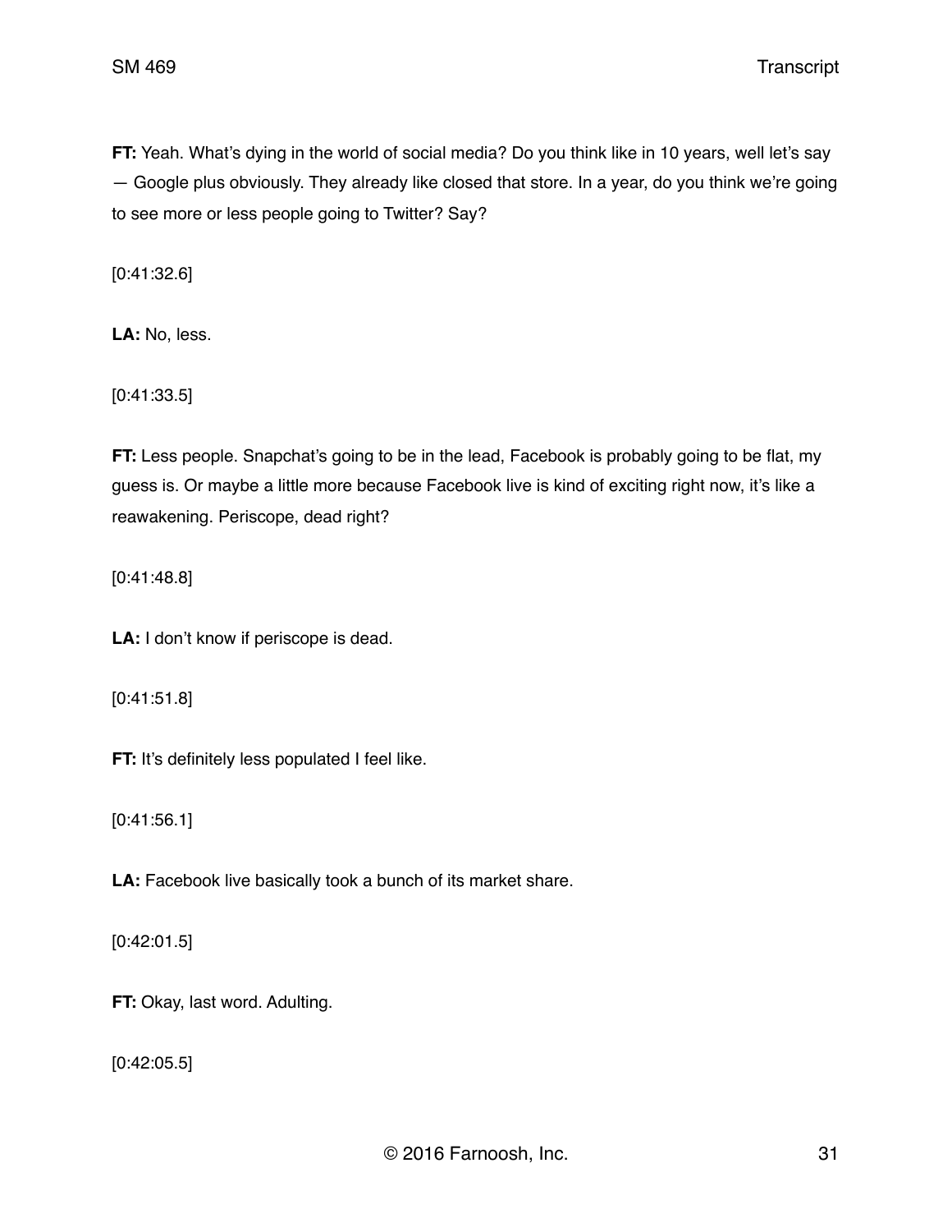**FT:** Yeah. What's dying in the world of social media? Do you think like in 10 years, well let's say — Google plus obviously. They already like closed that store. In a year, do you think we're going to see more or less people going to Twitter? Say?

[0:41:32.6]

**LA:** No, less.

[0:41:33.5]

**FT:** Less people. Snapchat's going to be in the lead, Facebook is probably going to be flat, my guess is. Or maybe a little more because Facebook live is kind of exciting right now, it's like a reawakening. Periscope, dead right?

[0:41:48.8]

**LA:** I don't know if periscope is dead.

[0:41:51.8]

**FT:** It's definitely less populated I feel like.

[0:41:56.1]

**LA:** Facebook live basically took a bunch of its market share.

[0:42:01.5]

**FT:** Okay, last word. Adulting.

[0:42:05.5]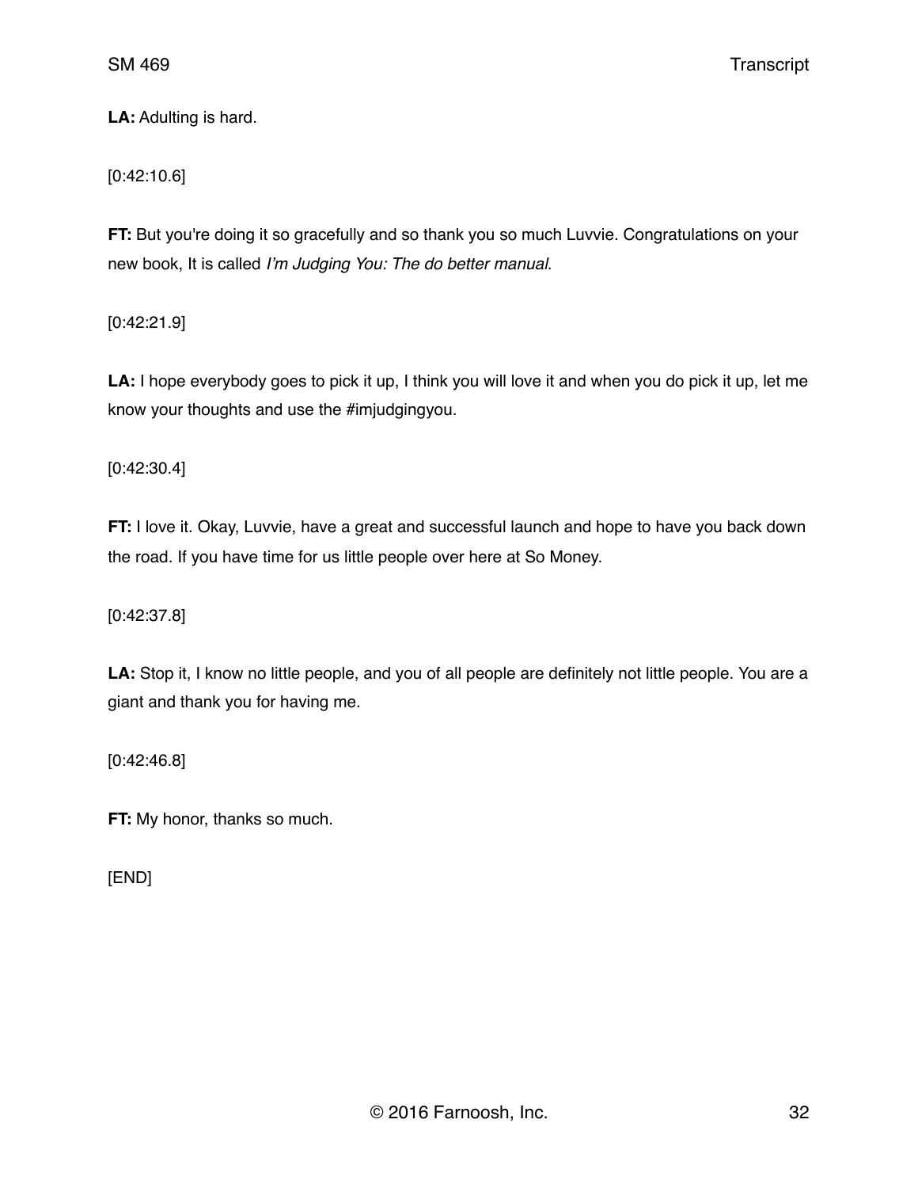**LA:** Adulting is hard.

[0:42:10.6]

**FT:** But you're doing it so gracefully and so thank you so much Luvvie. Congratulations on your new book, It is called *I'm Judging You: The do better manual*.

[0:42:21.9]

**LA:** I hope everybody goes to pick it up, I think you will love it and when you do pick it up, let me know your thoughts and use the #imjudgingyou.

[0:42:30.4]

**FT:** I love it. Okay, Luvvie, have a great and successful launch and hope to have you back down the road. If you have time for us little people over here at So Money.

[0:42:37.8]

**LA:** Stop it, I know no little people, and you of all people are definitely not little people. You are a giant and thank you for having me.

[0:42:46.8]

**FT:** My honor, thanks so much.

[END]

© 2016 Farnoosh, Inc.